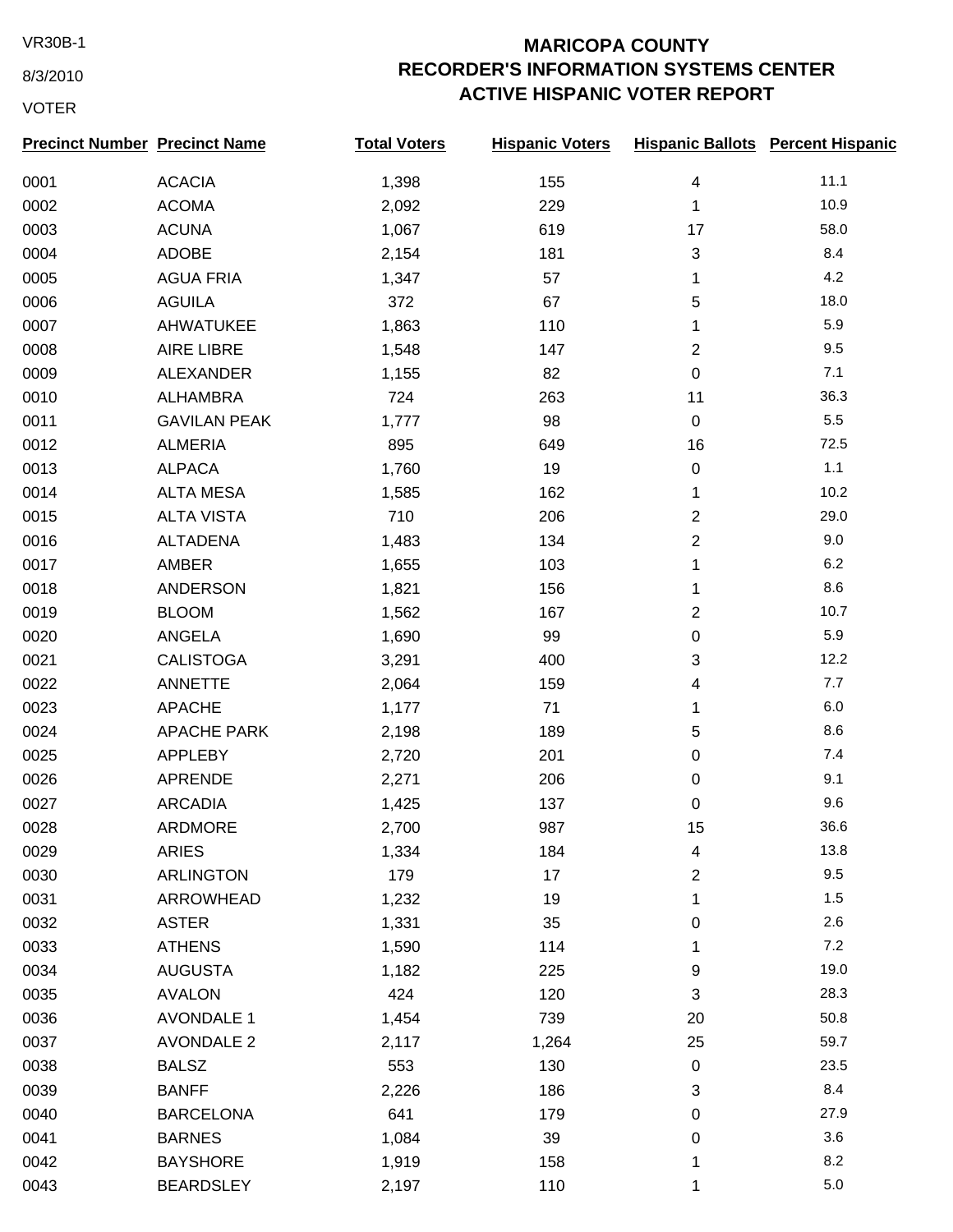VR30B-1

8/3/2010

VOTER

# MARICOPA COUNTY
## RECORDER'S INFORMATION SYSTEMS CENTER
## ACTIVE HISPANIC VOTER REPORT

| Precinct Number | Precinct Name | Total Voters | Hispanic Voters | Hispanic Ballots | Percent Hispanic |
|---|---|---|---|---|---|
| 0001 | ACACIA | 1,398 | 155 | 4 | 11.1 |
| 0002 | ACOMA | 2,092 | 229 | 1 | 10.9 |
| 0003 | ACUNA | 1,067 | 619 | 17 | 58.0 |
| 0004 | ADOBE | 2,154 | 181 | 3 | 8.4 |
| 0005 | AGUA FRIA | 1,347 | 57 | 1 | 4.2 |
| 0006 | AGUILA | 372 | 67 | 5 | 18.0 |
| 0007 | AHWATUKEE | 1,863 | 110 | 1 | 5.9 |
| 0008 | AIRE LIBRE | 1,548 | 147 | 2 | 9.5 |
| 0009 | ALEXANDER | 1,155 | 82 | 0 | 7.1 |
| 0010 | ALHAMBRA | 724 | 263 | 11 | 36.3 |
| 0011 | GAVILAN PEAK | 1,777 | 98 | 0 | 5.5 |
| 0012 | ALMERIA | 895 | 649 | 16 | 72.5 |
| 0013 | ALPACA | 1,760 | 19 | 0 | 1.1 |
| 0014 | ALTA MESA | 1,585 | 162 | 1 | 10.2 |
| 0015 | ALTA VISTA | 710 | 206 | 2 | 29.0 |
| 0016 | ALTADENA | 1,483 | 134 | 2 | 9.0 |
| 0017 | AMBER | 1,655 | 103 | 1 | 6.2 |
| 0018 | ANDERSON | 1,821 | 156 | 1 | 8.6 |
| 0019 | BLOOM | 1,562 | 167 | 2 | 10.7 |
| 0020 | ANGELA | 1,690 | 99 | 0 | 5.9 |
| 0021 | CALISTOGA | 3,291 | 400 | 3 | 12.2 |
| 0022 | ANNETTE | 2,064 | 159 | 4 | 7.7 |
| 0023 | APACHE | 1,177 | 71 | 1 | 6.0 |
| 0024 | APACHE PARK | 2,198 | 189 | 5 | 8.6 |
| 0025 | APPLEBY | 2,720 | 201 | 0 | 7.4 |
| 0026 | APRENDE | 2,271 | 206 | 0 | 9.1 |
| 0027 | ARCADIA | 1,425 | 137 | 0 | 9.6 |
| 0028 | ARDMORE | 2,700 | 987 | 15 | 36.6 |
| 0029 | ARIES | 1,334 | 184 | 4 | 13.8 |
| 0030 | ARLINGTON | 179 | 17 | 2 | 9.5 |
| 0031 | ARROWHEAD | 1,232 | 19 | 1 | 1.5 |
| 0032 | ASTER | 1,331 | 35 | 0 | 2.6 |
| 0033 | ATHENS | 1,590 | 114 | 1 | 7.2 |
| 0034 | AUGUSTA | 1,182 | 225 | 9 | 19.0 |
| 0035 | AVALON | 424 | 120 | 3 | 28.3 |
| 0036 | AVONDALE 1 | 1,454 | 739 | 20 | 50.8 |
| 0037 | AVONDALE 2 | 2,117 | 1,264 | 25 | 59.7 |
| 0038 | BALSZ | 553 | 130 | 0 | 23.5 |
| 0039 | BANFF | 2,226 | 186 | 3 | 8.4 |
| 0040 | BARCELONA | 641 | 179 | 0 | 27.9 |
| 0041 | BARNES | 1,084 | 39 | 0 | 3.6 |
| 0042 | BAYSHORE | 1,919 | 158 | 1 | 8.2 |
| 0043 | BEARDSLEY | 2,197 | 110 | 1 | 5.0 |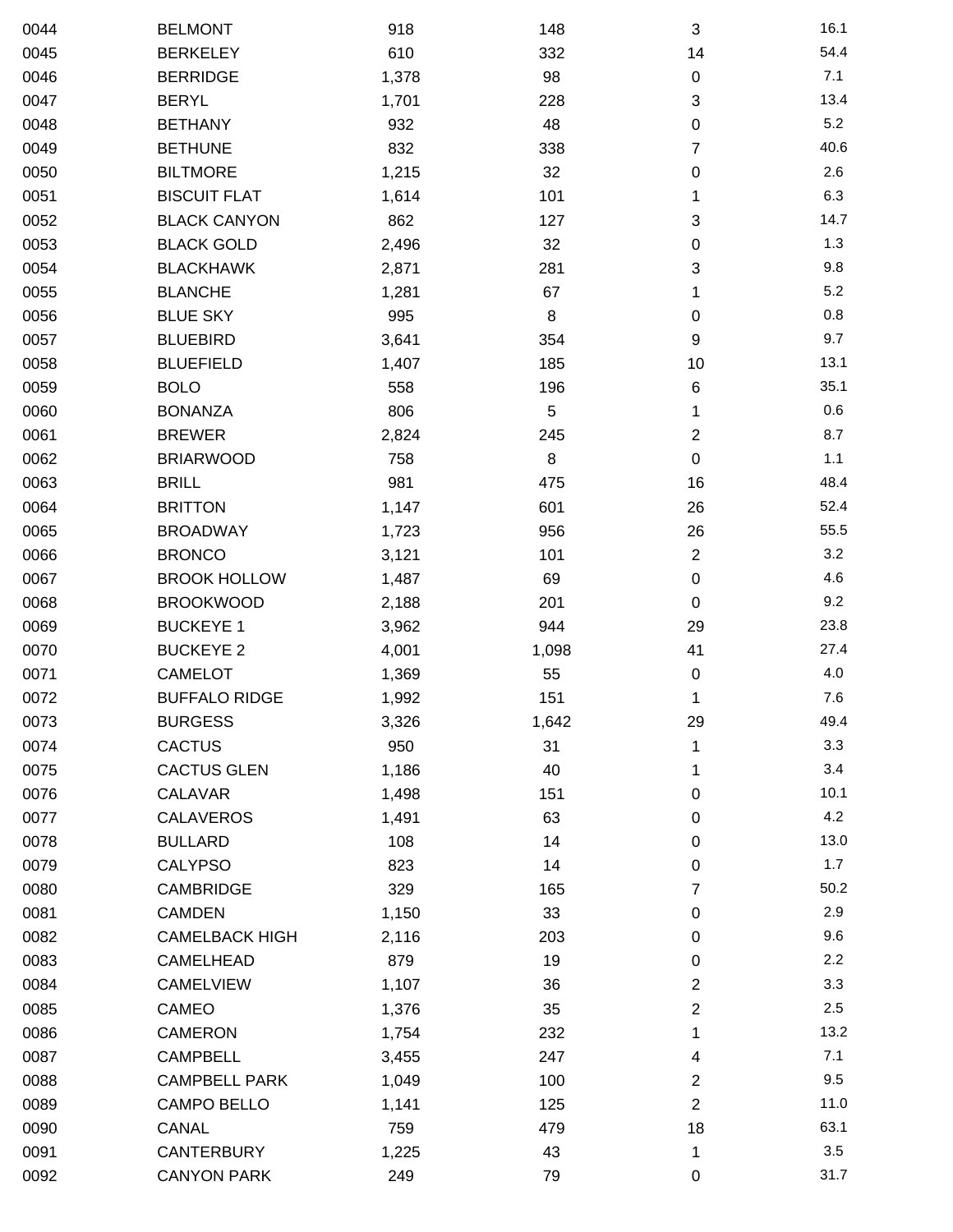| | | | | | |
|---|---|---|---|---|---|
| 0044 | BELMONT | 918 | 148 | 3 | 16.1 |
| 0045 | BERKELEY | 610 | 332 | 14 | 54.4 |
| 0046 | BERRIDGE | 1,378 | 98 | 0 | 7.1 |
| 0047 | BERYL | 1,701 | 228 | 3 | 13.4 |
| 0048 | BETHANY | 932 | 48 | 0 | 5.2 |
| 0049 | BETHUNE | 832 | 338 | 7 | 40.6 |
| 0050 | BILTMORE | 1,215 | 32 | 0 | 2.6 |
| 0051 | BISCUIT FLAT | 1,614 | 101 | 1 | 6.3 |
| 0052 | BLACK CANYON | 862 | 127 | 3 | 14.7 |
| 0053 | BLACK GOLD | 2,496 | 32 | 0 | 1.3 |
| 0054 | BLACKHAWK | 2,871 | 281 | 3 | 9.8 |
| 0055 | BLANCHE | 1,281 | 67 | 1 | 5.2 |
| 0056 | BLUE SKY | 995 | 8 | 0 | 0.8 |
| 0057 | BLUEBIRD | 3,641 | 354 | 9 | 9.7 |
| 0058 | BLUEFIELD | 1,407 | 185 | 10 | 13.1 |
| 0059 | BOLO | 558 | 196 | 6 | 35.1 |
| 0060 | BONANZA | 806 | 5 | 1 | 0.6 |
| 0061 | BREWER | 2,824 | 245 | 2 | 8.7 |
| 0062 | BRIARWOOD | 758 | 8 | 0 | 1.1 |
| 0063 | BRILL | 981 | 475 | 16 | 48.4 |
| 0064 | BRITTON | 1,147 | 601 | 26 | 52.4 |
| 0065 | BROADWAY | 1,723 | 956 | 26 | 55.5 |
| 0066 | BRONCO | 3,121 | 101 | 2 | 3.2 |
| 0067 | BROOK HOLLOW | 1,487 | 69 | 0 | 4.6 |
| 0068 | BROOKWOOD | 2,188 | 201 | 0 | 9.2 |
| 0069 | BUCKEYE 1 | 3,962 | 944 | 29 | 23.8 |
| 0070 | BUCKEYE 2 | 4,001 | 1,098 | 41 | 27.4 |
| 0071 | CAMELOT | 1,369 | 55 | 0 | 4.0 |
| 0072 | BUFFALO RIDGE | 1,992 | 151 | 1 | 7.6 |
| 0073 | BURGESS | 3,326 | 1,642 | 29 | 49.4 |
| 0074 | CACTUS | 950 | 31 | 1 | 3.3 |
| 0075 | CACTUS GLEN | 1,186 | 40 | 1 | 3.4 |
| 0076 | CALAVAR | 1,498 | 151 | 0 | 10.1 |
| 0077 | CALAVEROS | 1,491 | 63 | 0 | 4.2 |
| 0078 | BULLARD | 108 | 14 | 0 | 13.0 |
| 0079 | CALYPSO | 823 | 14 | 0 | 1.7 |
| 0080 | CAMBRIDGE | 329 | 165 | 7 | 50.2 |
| 0081 | CAMDEN | 1,150 | 33 | 0 | 2.9 |
| 0082 | CAMELBACK HIGH | 2,116 | 203 | 0 | 9.6 |
| 0083 | CAMELHEAD | 879 | 19 | 0 | 2.2 |
| 0084 | CAMELVIEW | 1,107 | 36 | 2 | 3.3 |
| 0085 | CAMEO | 1,376 | 35 | 2 | 2.5 |
| 0086 | CAMERON | 1,754 | 232 | 1 | 13.2 |
| 0087 | CAMPBELL | 3,455 | 247 | 4 | 7.1 |
| 0088 | CAMPBELL PARK | 1,049 | 100 | 2 | 9.5 |
| 0089 | CAMPO BELLO | 1,141 | 125 | 2 | 11.0 |
| 0090 | CANAL | 759 | 479 | 18 | 63.1 |
| 0091 | CANTERBURY | 1,225 | 43 | 1 | 3.5 |
| 0092 | CANYON PARK | 249 | 79 | 0 | 31.7 |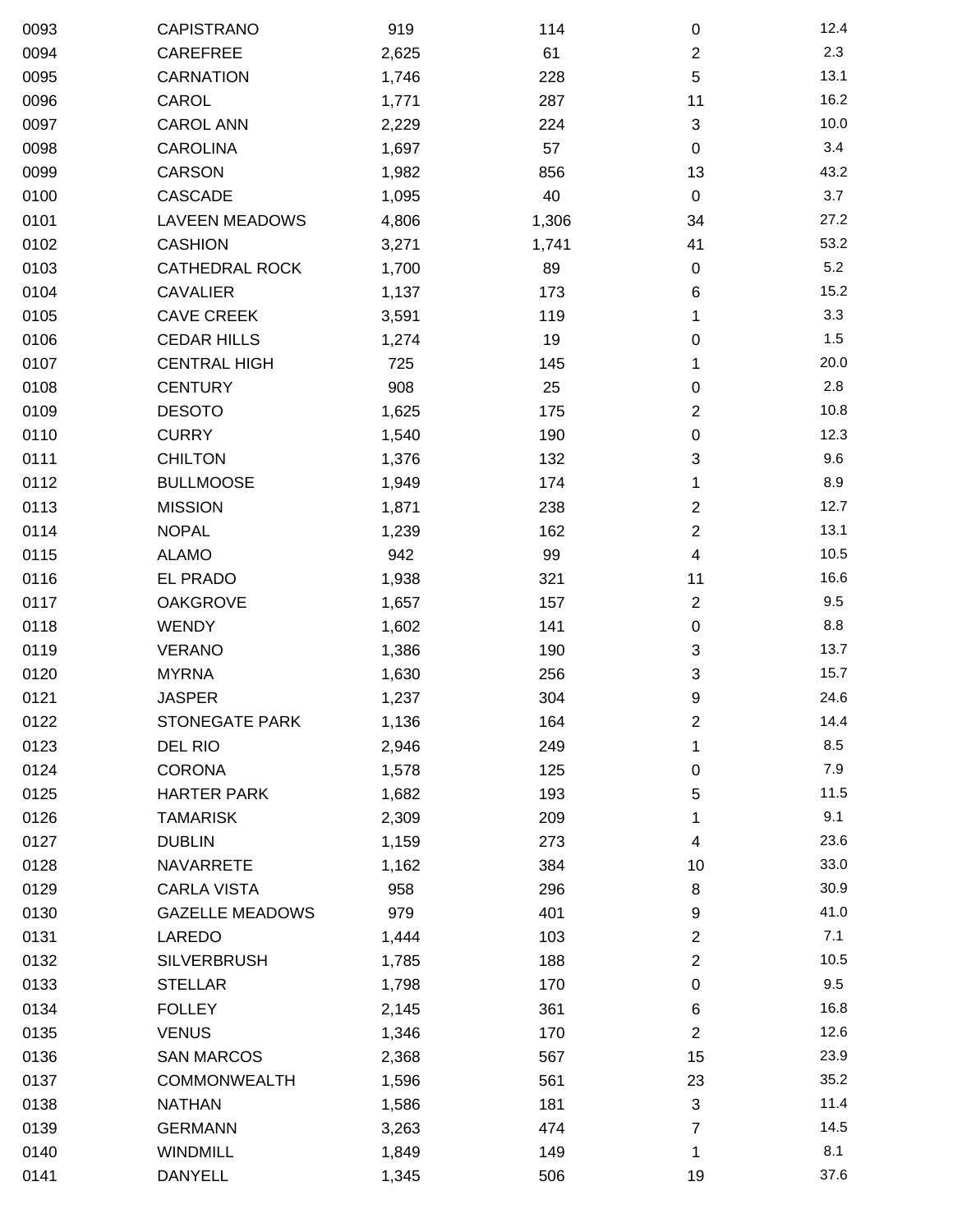| | | | | | |
|---|---|---|---|---|---|
| 0093 | CAPISTRANO | 919 | 114 | 0 | 12.4 |
| 0094 | CAREFREE | 2,625 | 61 | 2 | 2.3 |
| 0095 | CARNATION | 1,746 | 228 | 5 | 13.1 |
| 0096 | CAROL | 1,771 | 287 | 11 | 16.2 |
| 0097 | CAROL ANN | 2,229 | 224 | 3 | 10.0 |
| 0098 | CAROLINA | 1,697 | 57 | 0 | 3.4 |
| 0099 | CARSON | 1,982 | 856 | 13 | 43.2 |
| 0100 | CASCADE | 1,095 | 40 | 0 | 3.7 |
| 0101 | LAVEEN MEADOWS | 4,806 | 1,306 | 34 | 27.2 |
| 0102 | CASHION | 3,271 | 1,741 | 41 | 53.2 |
| 0103 | CATHEDRAL ROCK | 1,700 | 89 | 0 | 5.2 |
| 0104 | CAVALIER | 1,137 | 173 | 6 | 15.2 |
| 0105 | CAVE CREEK | 3,591 | 119 | 1 | 3.3 |
| 0106 | CEDAR HILLS | 1,274 | 19 | 0 | 1.5 |
| 0107 | CENTRAL HIGH | 725 | 145 | 1 | 20.0 |
| 0108 | CENTURY | 908 | 25 | 0 | 2.8 |
| 0109 | DESOTO | 1,625 | 175 | 2 | 10.8 |
| 0110 | CURRY | 1,540 | 190 | 0 | 12.3 |
| 0111 | CHILTON | 1,376 | 132 | 3 | 9.6 |
| 0112 | BULLMOOSE | 1,949 | 174 | 1 | 8.9 |
| 0113 | MISSION | 1,871 | 238 | 2 | 12.7 |
| 0114 | NOPAL | 1,239 | 162 | 2 | 13.1 |
| 0115 | ALAMO | 942 | 99 | 4 | 10.5 |
| 0116 | EL PRADO | 1,938 | 321 | 11 | 16.6 |
| 0117 | OAKGROVE | 1,657 | 157 | 2 | 9.5 |
| 0118 | WENDY | 1,602 | 141 | 0 | 8.8 |
| 0119 | VERANO | 1,386 | 190 | 3 | 13.7 |
| 0120 | MYRNA | 1,630 | 256 | 3 | 15.7 |
| 0121 | JASPER | 1,237 | 304 | 9 | 24.6 |
| 0122 | STONEGATE PARK | 1,136 | 164 | 2 | 14.4 |
| 0123 | DEL RIO | 2,946 | 249 | 1 | 8.5 |
| 0124 | CORONA | 1,578 | 125 | 0 | 7.9 |
| 0125 | HARTER PARK | 1,682 | 193 | 5 | 11.5 |
| 0126 | TAMARISK | 2,309 | 209 | 1 | 9.1 |
| 0127 | DUBLIN | 1,159 | 273 | 4 | 23.6 |
| 0128 | NAVARRETE | 1,162 | 384 | 10 | 33.0 |
| 0129 | CARLA VISTA | 958 | 296 | 8 | 30.9 |
| 0130 | GAZELLE MEADOWS | 979 | 401 | 9 | 41.0 |
| 0131 | LAREDO | 1,444 | 103 | 2 | 7.1 |
| 0132 | SILVERBRUSH | 1,785 | 188 | 2 | 10.5 |
| 0133 | STELLAR | 1,798 | 170 | 0 | 9.5 |
| 0134 | FOLLEY | 2,145 | 361 | 6 | 16.8 |
| 0135 | VENUS | 1,346 | 170 | 2 | 12.6 |
| 0136 | SAN MARCOS | 2,368 | 567 | 15 | 23.9 |
| 0137 | COMMONWEALTH | 1,596 | 561 | 23 | 35.2 |
| 0138 | NATHAN | 1,586 | 181 | 3 | 11.4 |
| 0139 | GERMANN | 3,263 | 474 | 7 | 14.5 |
| 0140 | WINDMILL | 1,849 | 149 | 1 | 8.1 |
| 0141 | DANYELL | 1,345 | 506 | 19 | 37.6 |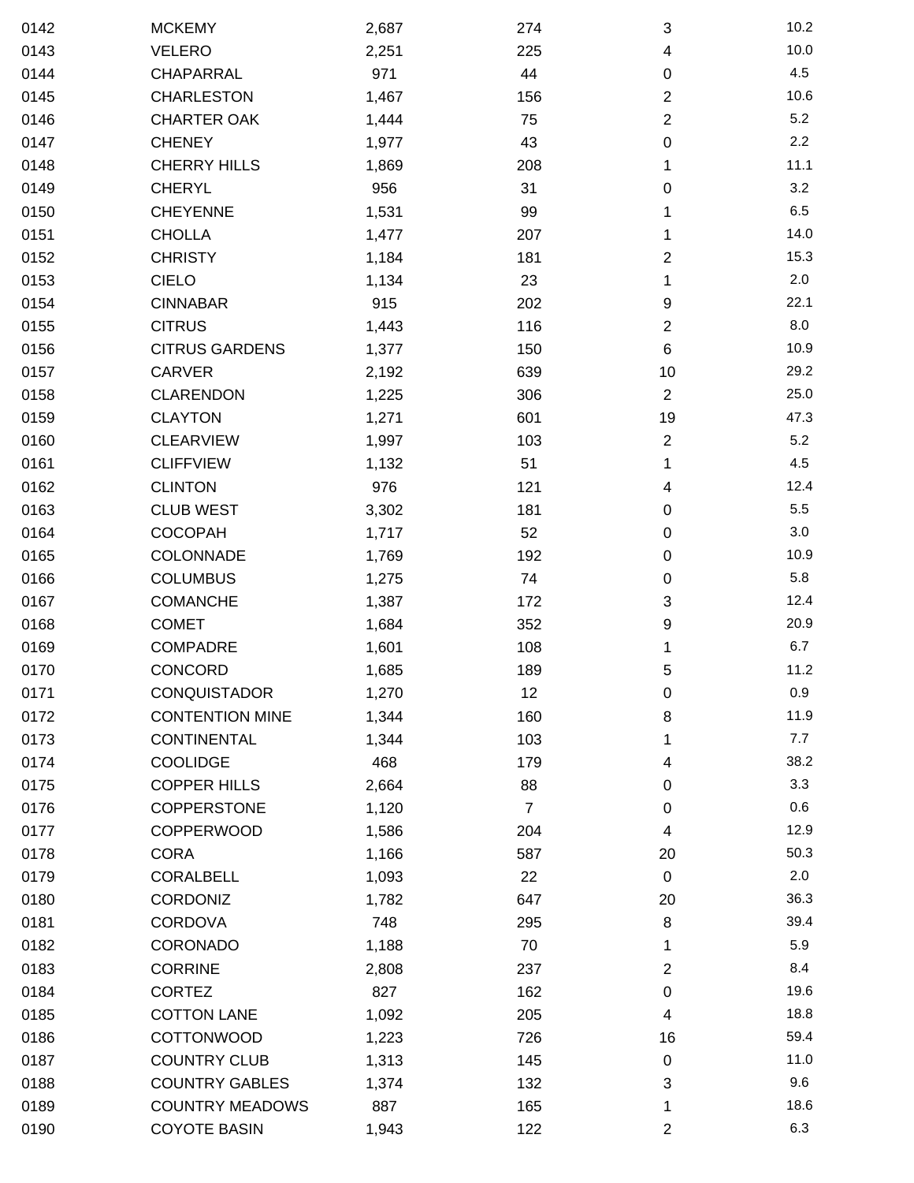| | | | | | |
|---|---|---|---|---|---|
| 0142 | MCKEMY | 2,687 | 274 | 3 | 10.2 |
| 0143 | VELERO | 2,251 | 225 | 4 | 10.0 |
| 0144 | CHAPARRAL | 971 | 44 | 0 | 4.5 |
| 0145 | CHARLESTON | 1,467 | 156 | 2 | 10.6 |
| 0146 | CHARTER OAK | 1,444 | 75 | 2 | 5.2 |
| 0147 | CHENEY | 1,977 | 43 | 0 | 2.2 |
| 0148 | CHERRY HILLS | 1,869 | 208 | 1 | 11.1 |
| 0149 | CHERYL | 956 | 31 | 0 | 3.2 |
| 0150 | CHEYENNE | 1,531 | 99 | 1 | 6.5 |
| 0151 | CHOLLA | 1,477 | 207 | 1 | 14.0 |
| 0152 | CHRISTY | 1,184 | 181 | 2 | 15.3 |
| 0153 | CIELO | 1,134 | 23 | 1 | 2.0 |
| 0154 | CINNABAR | 915 | 202 | 9 | 22.1 |
| 0155 | CITRUS | 1,443 | 116 | 2 | 8.0 |
| 0156 | CITRUS GARDENS | 1,377 | 150 | 6 | 10.9 |
| 0157 | CARVER | 2,192 | 639 | 10 | 29.2 |
| 0158 | CLARENDON | 1,225 | 306 | 2 | 25.0 |
| 0159 | CLAYTON | 1,271 | 601 | 19 | 47.3 |
| 0160 | CLEARVIEW | 1,997 | 103 | 2 | 5.2 |
| 0161 | CLIFFVIEW | 1,132 | 51 | 1 | 4.5 |
| 0162 | CLINTON | 976 | 121 | 4 | 12.4 |
| 0163 | CLUB WEST | 3,302 | 181 | 0 | 5.5 |
| 0164 | COCOPAH | 1,717 | 52 | 0 | 3.0 |
| 0165 | COLONNADE | 1,769 | 192 | 0 | 10.9 |
| 0166 | COLUMBUS | 1,275 | 74 | 0 | 5.8 |
| 0167 | COMANCHE | 1,387 | 172 | 3 | 12.4 |
| 0168 | COMET | 1,684 | 352 | 9 | 20.9 |
| 0169 | COMPADRE | 1,601 | 108 | 1 | 6.7 |
| 0170 | CONCORD | 1,685 | 189 | 5 | 11.2 |
| 0171 | CONQUISTADOR | 1,270 | 12 | 0 | 0.9 |
| 0172 | CONTENTION MINE | 1,344 | 160 | 8 | 11.9 |
| 0173 | CONTINENTAL | 1,344 | 103 | 1 | 7.7 |
| 0174 | COOLIDGE | 468 | 179 | 4 | 38.2 |
| 0175 | COPPER HILLS | 2,664 | 88 | 0 | 3.3 |
| 0176 | COPPERSTONE | 1,120 | 7 | 0 | 0.6 |
| 0177 | COPPERWOOD | 1,586 | 204 | 4 | 12.9 |
| 0178 | CORA | 1,166 | 587 | 20 | 50.3 |
| 0179 | CORALBELL | 1,093 | 22 | 0 | 2.0 |
| 0180 | CORDONIZ | 1,782 | 647 | 20 | 36.3 |
| 0181 | CORDOVA | 748 | 295 | 8 | 39.4 |
| 0182 | CORONADO | 1,188 | 70 | 1 | 5.9 |
| 0183 | CORRINE | 2,808 | 237 | 2 | 8.4 |
| 0184 | CORTEZ | 827 | 162 | 0 | 19.6 |
| 0185 | COTTON LANE | 1,092 | 205 | 4 | 18.8 |
| 0186 | COTTONWOOD | 1,223 | 726 | 16 | 59.4 |
| 0187 | COUNTRY CLUB | 1,313 | 145 | 0 | 11.0 |
| 0188 | COUNTRY GABLES | 1,374 | 132 | 3 | 9.6 |
| 0189 | COUNTRY MEADOWS | 887 | 165 | 1 | 18.6 |
| 0190 | COYOTE BASIN | 1,943 | 122 | 2 | 6.3 |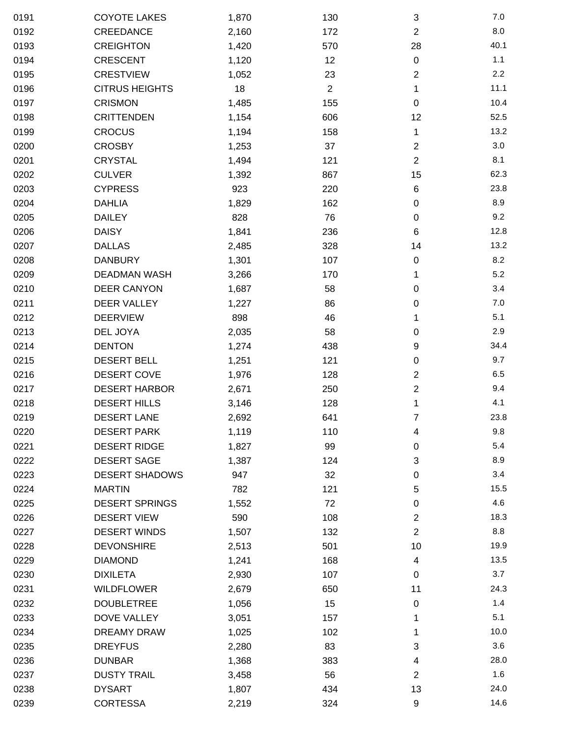| | | | | | |
|---|---|---|---|---|---|
| 0191 | COYOTE LAKES | 1,870 | 130 | 3 | 7.0 |
| 0192 | CREEDANCE | 2,160 | 172 | 2 | 8.0 |
| 0193 | CREIGHTON | 1,420 | 570 | 28 | 40.1 |
| 0194 | CRESCENT | 1,120 | 12 | 0 | 1.1 |
| 0195 | CRESTVIEW | 1,052 | 23 | 2 | 2.2 |
| 0196 | CITRUS HEIGHTS | 18 | 2 | 1 | 11.1 |
| 0197 | CRISMON | 1,485 | 155 | 0 | 10.4 |
| 0198 | CRITTENDEN | 1,154 | 606 | 12 | 52.5 |
| 0199 | CROCUS | 1,194 | 158 | 1 | 13.2 |
| 0200 | CROSBY | 1,253 | 37 | 2 | 3.0 |
| 0201 | CRYSTAL | 1,494 | 121 | 2 | 8.1 |
| 0202 | CULVER | 1,392 | 867 | 15 | 62.3 |
| 0203 | CYPRESS | 923 | 220 | 6 | 23.8 |
| 0204 | DAHLIA | 1,829 | 162 | 0 | 8.9 |
| 0205 | DAILEY | 828 | 76 | 0 | 9.2 |
| 0206 | DAISY | 1,841 | 236 | 6 | 12.8 |
| 0207 | DALLAS | 2,485 | 328 | 14 | 13.2 |
| 0208 | DANBURY | 1,301 | 107 | 0 | 8.2 |
| 0209 | DEADMAN WASH | 3,266 | 170 | 1 | 5.2 |
| 0210 | DEER CANYON | 1,687 | 58 | 0 | 3.4 |
| 0211 | DEER VALLEY | 1,227 | 86 | 0 | 7.0 |
| 0212 | DEERVIEW | 898 | 46 | 1 | 5.1 |
| 0213 | DEL JOYA | 2,035 | 58 | 0 | 2.9 |
| 0214 | DENTON | 1,274 | 438 | 9 | 34.4 |
| 0215 | DESERT BELL | 1,251 | 121 | 0 | 9.7 |
| 0216 | DESERT COVE | 1,976 | 128 | 2 | 6.5 |
| 0217 | DESERT HARBOR | 2,671 | 250 | 2 | 9.4 |
| 0218 | DESERT HILLS | 3,146 | 128 | 1 | 4.1 |
| 0219 | DESERT LANE | 2,692 | 641 | 7 | 23.8 |
| 0220 | DESERT PARK | 1,119 | 110 | 4 | 9.8 |
| 0221 | DESERT RIDGE | 1,827 | 99 | 0 | 5.4 |
| 0222 | DESERT SAGE | 1,387 | 124 | 3 | 8.9 |
| 0223 | DESERT SHADOWS | 947 | 32 | 0 | 3.4 |
| 0224 | MARTIN | 782 | 121 | 5 | 15.5 |
| 0225 | DESERT SPRINGS | 1,552 | 72 | 0 | 4.6 |
| 0226 | DESERT VIEW | 590 | 108 | 2 | 18.3 |
| 0227 | DESERT WINDS | 1,507 | 132 | 2 | 8.8 |
| 0228 | DEVONSHIRE | 2,513 | 501 | 10 | 19.9 |
| 0229 | DIAMOND | 1,241 | 168 | 4 | 13.5 |
| 0230 | DIXILETA | 2,930 | 107 | 0 | 3.7 |
| 0231 | WILDFLOWER | 2,679 | 650 | 11 | 24.3 |
| 0232 | DOUBLETREE | 1,056 | 15 | 0 | 1.4 |
| 0233 | DOVE VALLEY | 3,051 | 157 | 1 | 5.1 |
| 0234 | DREAMY DRAW | 1,025 | 102 | 1 | 10.0 |
| 0235 | DREYFUS | 2,280 | 83 | 3 | 3.6 |
| 0236 | DUNBAR | 1,368 | 383 | 4 | 28.0 |
| 0237 | DUSTY TRAIL | 3,458 | 56 | 2 | 1.6 |
| 0238 | DYSART | 1,807 | 434 | 13 | 24.0 |
| 0239 | CORTESSA | 2,219 | 324 | 9 | 14.6 |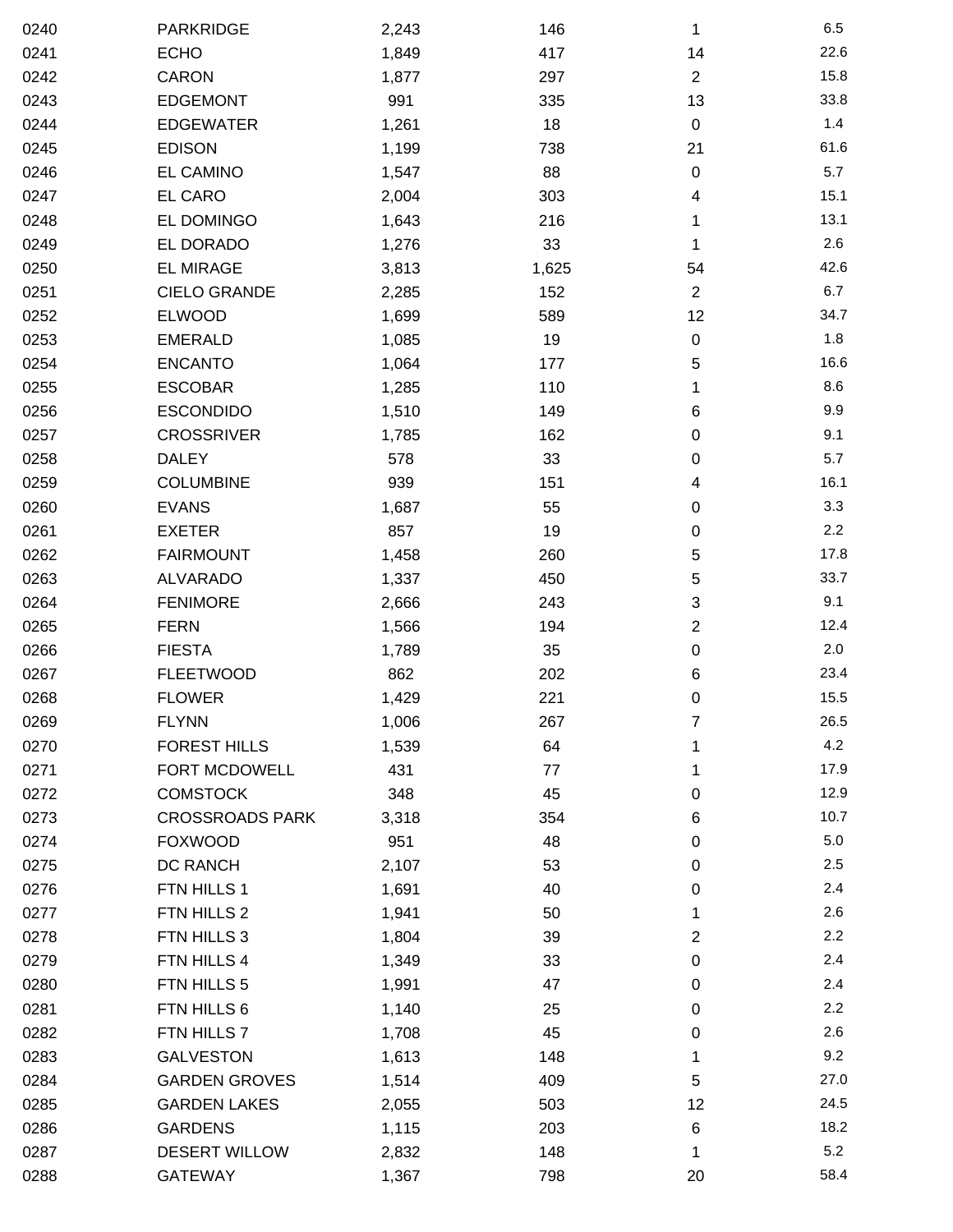| | | | | | |
|---|---|---|---|---|---|
| 0240 | PARKRIDGE | 2,243 | 146 | 1 | 6.5 |
| 0241 | ECHO | 1,849 | 417 | 14 | 22.6 |
| 0242 | CARON | 1,877 | 297 | 2 | 15.8 |
| 0243 | EDGEMONT | 991 | 335 | 13 | 33.8 |
| 0244 | EDGEWATER | 1,261 | 18 | 0 | 1.4 |
| 0245 | EDISON | 1,199 | 738 | 21 | 61.6 |
| 0246 | EL CAMINO | 1,547 | 88 | 0 | 5.7 |
| 0247 | EL CARO | 2,004 | 303 | 4 | 15.1 |
| 0248 | EL DOMINGO | 1,643 | 216 | 1 | 13.1 |
| 0249 | EL DORADO | 1,276 | 33 | 1 | 2.6 |
| 0250 | EL MIRAGE | 3,813 | 1,625 | 54 | 42.6 |
| 0251 | CIELO GRANDE | 2,285 | 152 | 2 | 6.7 |
| 0252 | ELWOOD | 1,699 | 589 | 12 | 34.7 |
| 0253 | EMERALD | 1,085 | 19 | 0 | 1.8 |
| 0254 | ENCANTO | 1,064 | 177 | 5 | 16.6 |
| 0255 | ESCOBAR | 1,285 | 110 | 1 | 8.6 |
| 0256 | ESCONDIDO | 1,510 | 149 | 6 | 9.9 |
| 0257 | CROSSRIVER | 1,785 | 162 | 0 | 9.1 |
| 0258 | DALEY | 578 | 33 | 0 | 5.7 |
| 0259 | COLUMBINE | 939 | 151 | 4 | 16.1 |
| 0260 | EVANS | 1,687 | 55 | 0 | 3.3 |
| 0261 | EXETER | 857 | 19 | 0 | 2.2 |
| 0262 | FAIRMOUNT | 1,458 | 260 | 5 | 17.8 |
| 0263 | ALVARADO | 1,337 | 450 | 5 | 33.7 |
| 0264 | FENIMORE | 2,666 | 243 | 3 | 9.1 |
| 0265 | FERN | 1,566 | 194 | 2 | 12.4 |
| 0266 | FIESTA | 1,789 | 35 | 0 | 2.0 |
| 0267 | FLEETWOOD | 862 | 202 | 6 | 23.4 |
| 0268 | FLOWER | 1,429 | 221 | 0 | 15.5 |
| 0269 | FLYNN | 1,006 | 267 | 7 | 26.5 |
| 0270 | FOREST HILLS | 1,539 | 64 | 1 | 4.2 |
| 0271 | FORT MCDOWELL | 431 | 77 | 1 | 17.9 |
| 0272 | COMSTOCK | 348 | 45 | 0 | 12.9 |
| 0273 | CROSSROADS PARK | 3,318 | 354 | 6 | 10.7 |
| 0274 | FOXWOOD | 951 | 48 | 0 | 5.0 |
| 0275 | DC RANCH | 2,107 | 53 | 0 | 2.5 |
| 0276 | FTN HILLS 1 | 1,691 | 40 | 0 | 2.4 |
| 0277 | FTN HILLS 2 | 1,941 | 50 | 1 | 2.6 |
| 0278 | FTN HILLS 3 | 1,804 | 39 | 2 | 2.2 |
| 0279 | FTN HILLS 4 | 1,349 | 33 | 0 | 2.4 |
| 0280 | FTN HILLS 5 | 1,991 | 47 | 0 | 2.4 |
| 0281 | FTN HILLS 6 | 1,140 | 25 | 0 | 2.2 |
| 0282 | FTN HILLS 7 | 1,708 | 45 | 0 | 2.6 |
| 0283 | GALVESTON | 1,613 | 148 | 1 | 9.2 |
| 0284 | GARDEN GROVES | 1,514 | 409 | 5 | 27.0 |
| 0285 | GARDEN LAKES | 2,055 | 503 | 12 | 24.5 |
| 0286 | GARDENS | 1,115 | 203 | 6 | 18.2 |
| 0287 | DESERT WILLOW | 2,832 | 148 | 1 | 5.2 |
| 0288 | GATEWAY | 1,367 | 798 | 20 | 58.4 |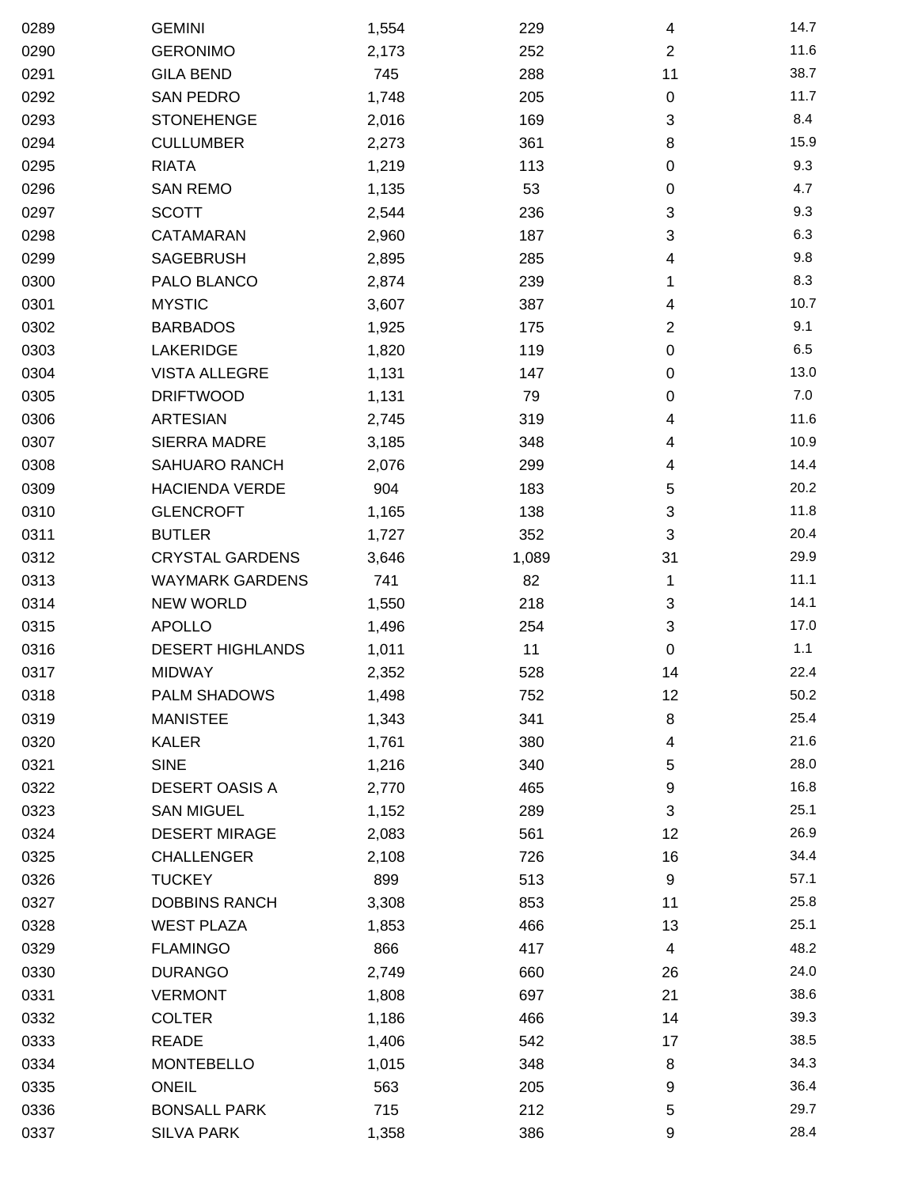| | | | | | |
|---|---|---|---|---|---|
| 0289 | GEMINI | 1,554 | 229 | 4 | 14.7 |
| 0290 | GERONIMO | 2,173 | 252 | 2 | 11.6 |
| 0291 | GILA BEND | 745 | 288 | 11 | 38.7 |
| 0292 | SAN PEDRO | 1,748 | 205 | 0 | 11.7 |
| 0293 | STONEHENGE | 2,016 | 169 | 3 | 8.4 |
| 0294 | CULLUMBER | 2,273 | 361 | 8 | 15.9 |
| 0295 | RIATA | 1,219 | 113 | 0 | 9.3 |
| 0296 | SAN REMO | 1,135 | 53 | 0 | 4.7 |
| 0297 | SCOTT | 2,544 | 236 | 3 | 9.3 |
| 0298 | CATAMARAN | 2,960 | 187 | 3 | 6.3 |
| 0299 | SAGEBRUSH | 2,895 | 285 | 4 | 9.8 |
| 0300 | PALO BLANCO | 2,874 | 239 | 1 | 8.3 |
| 0301 | MYSTIC | 3,607 | 387 | 4 | 10.7 |
| 0302 | BARBADOS | 1,925 | 175 | 2 | 9.1 |
| 0303 | LAKERIDGE | 1,820 | 119 | 0 | 6.5 |
| 0304 | VISTA ALLEGRE | 1,131 | 147 | 0 | 13.0 |
| 0305 | DRIFTWOOD | 1,131 | 79 | 0 | 7.0 |
| 0306 | ARTESIAN | 2,745 | 319 | 4 | 11.6 |
| 0307 | SIERRA MADRE | 3,185 | 348 | 4 | 10.9 |
| 0308 | SAHUARO RANCH | 2,076 | 299 | 4 | 14.4 |
| 0309 | HACIENDA VERDE | 904 | 183 | 5 | 20.2 |
| 0310 | GLENCROFT | 1,165 | 138 | 3 | 11.8 |
| 0311 | BUTLER | 1,727 | 352 | 3 | 20.4 |
| 0312 | CRYSTAL GARDENS | 3,646 | 1,089 | 31 | 29.9 |
| 0313 | WAYMARK GARDENS | 741 | 82 | 1 | 11.1 |
| 0314 | NEW WORLD | 1,550 | 218 | 3 | 14.1 |
| 0315 | APOLLO | 1,496 | 254 | 3 | 17.0 |
| 0316 | DESERT HIGHLANDS | 1,011 | 11 | 0 | 1.1 |
| 0317 | MIDWAY | 2,352 | 528 | 14 | 22.4 |
| 0318 | PALM SHADOWS | 1,498 | 752 | 12 | 50.2 |
| 0319 | MANISTEE | 1,343 | 341 | 8 | 25.4 |
| 0320 | KALER | 1,761 | 380 | 4 | 21.6 |
| 0321 | SINE | 1,216 | 340 | 5 | 28.0 |
| 0322 | DESERT OASIS A | 2,770 | 465 | 9 | 16.8 |
| 0323 | SAN MIGUEL | 1,152 | 289 | 3 | 25.1 |
| 0324 | DESERT MIRAGE | 2,083 | 561 | 12 | 26.9 |
| 0325 | CHALLENGER | 2,108 | 726 | 16 | 34.4 |
| 0326 | TUCKEY | 899 | 513 | 9 | 57.1 |
| 0327 | DOBBINS RANCH | 3,308 | 853 | 11 | 25.8 |
| 0328 | WEST PLAZA | 1,853 | 466 | 13 | 25.1 |
| 0329 | FLAMINGO | 866 | 417 | 4 | 48.2 |
| 0330 | DURANGO | 2,749 | 660 | 26 | 24.0 |
| 0331 | VERMONT | 1,808 | 697 | 21 | 38.6 |
| 0332 | COLTER | 1,186 | 466 | 14 | 39.3 |
| 0333 | READE | 1,406 | 542 | 17 | 38.5 |
| 0334 | MONTEBELLO | 1,015 | 348 | 8 | 34.3 |
| 0335 | ONEIL | 563 | 205 | 9 | 36.4 |
| 0336 | BONSALL PARK | 715 | 212 | 5 | 29.7 |
| 0337 | SILVA PARK | 1,358 | 386 | 9 | 28.4 |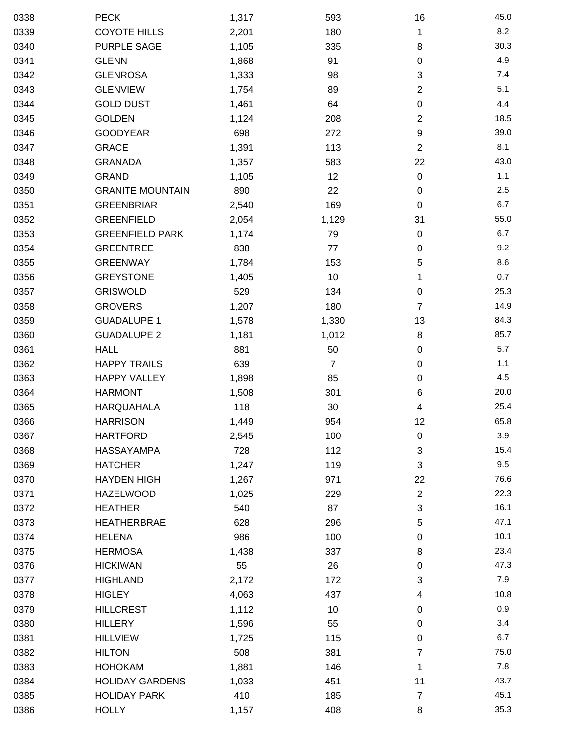| | | | | | |
|---|---|---|---|---|---|
| 0338 | PECK | 1,317 | 593 | 16 | 45.0 |
| 0339 | COYOTE HILLS | 2,201 | 180 | 1 | 8.2 |
| 0340 | PURPLE SAGE | 1,105 | 335 | 8 | 30.3 |
| 0341 | GLENN | 1,868 | 91 | 0 | 4.9 |
| 0342 | GLENROSA | 1,333 | 98 | 3 | 7.4 |
| 0343 | GLENVIEW | 1,754 | 89 | 2 | 5.1 |
| 0344 | GOLD DUST | 1,461 | 64 | 0 | 4.4 |
| 0345 | GOLDEN | 1,124 | 208 | 2 | 18.5 |
| 0346 | GOODYEAR | 698 | 272 | 9 | 39.0 |
| 0347 | GRACE | 1,391 | 113 | 2 | 8.1 |
| 0348 | GRANADA | 1,357 | 583 | 22 | 43.0 |
| 0349 | GRAND | 1,105 | 12 | 0 | 1.1 |
| 0350 | GRANITE MOUNTAIN | 890 | 22 | 0 | 2.5 |
| 0351 | GREENBRIAR | 2,540 | 169 | 0 | 6.7 |
| 0352 | GREENFIELD | 2,054 | 1,129 | 31 | 55.0 |
| 0353 | GREENFIELD PARK | 1,174 | 79 | 0 | 6.7 |
| 0354 | GREENTREE | 838 | 77 | 0 | 9.2 |
| 0355 | GREENWAY | 1,784 | 153 | 5 | 8.6 |
| 0356 | GREYSTONE | 1,405 | 10 | 1 | 0.7 |
| 0357 | GRISWOLD | 529 | 134 | 0 | 25.3 |
| 0358 | GROVERS | 1,207 | 180 | 7 | 14.9 |
| 0359 | GUADALUPE 1 | 1,578 | 1,330 | 13 | 84.3 |
| 0360 | GUADALUPE 2 | 1,181 | 1,012 | 8 | 85.7 |
| 0361 | HALL | 881 | 50 | 0 | 5.7 |
| 0362 | HAPPY TRAILS | 639 | 7 | 0 | 1.1 |
| 0363 | HAPPY VALLEY | 1,898 | 85 | 0 | 4.5 |
| 0364 | HARMONT | 1,508 | 301 | 6 | 20.0 |
| 0365 | HARQUAHALA | 118 | 30 | 4 | 25.4 |
| 0366 | HARRISON | 1,449 | 954 | 12 | 65.8 |
| 0367 | HARTFORD | 2,545 | 100 | 0 | 3.9 |
| 0368 | HASSAYAMPA | 728 | 112 | 3 | 15.4 |
| 0369 | HATCHER | 1,247 | 119 | 3 | 9.5 |
| 0370 | HAYDEN HIGH | 1,267 | 971 | 22 | 76.6 |
| 0371 | HAZELWOOD | 1,025 | 229 | 2 | 22.3 |
| 0372 | HEATHER | 540 | 87 | 3 | 16.1 |
| 0373 | HEATHERBRAE | 628 | 296 | 5 | 47.1 |
| 0374 | HELENA | 986 | 100 | 0 | 10.1 |
| 0375 | HERMOSA | 1,438 | 337 | 8 | 23.4 |
| 0376 | HICKIWAN | 55 | 26 | 0 | 47.3 |
| 0377 | HIGHLAND | 2,172 | 172 | 3 | 7.9 |
| 0378 | HIGLEY | 4,063 | 437 | 4 | 10.8 |
| 0379 | HILLCREST | 1,112 | 10 | 0 | 0.9 |
| 0380 | HILLERY | 1,596 | 55 | 0 | 3.4 |
| 0381 | HILLVIEW | 1,725 | 115 | 0 | 6.7 |
| 0382 | HILTON | 508 | 381 | 7 | 75.0 |
| 0383 | HOHOKAM | 1,881 | 146 | 1 | 7.8 |
| 0384 | HOLIDAY GARDENS | 1,033 | 451 | 11 | 43.7 |
| 0385 | HOLIDAY PARK | 410 | 185 | 7 | 45.1 |
| 0386 | HOLLY | 1,157 | 408 | 8 | 35.3 |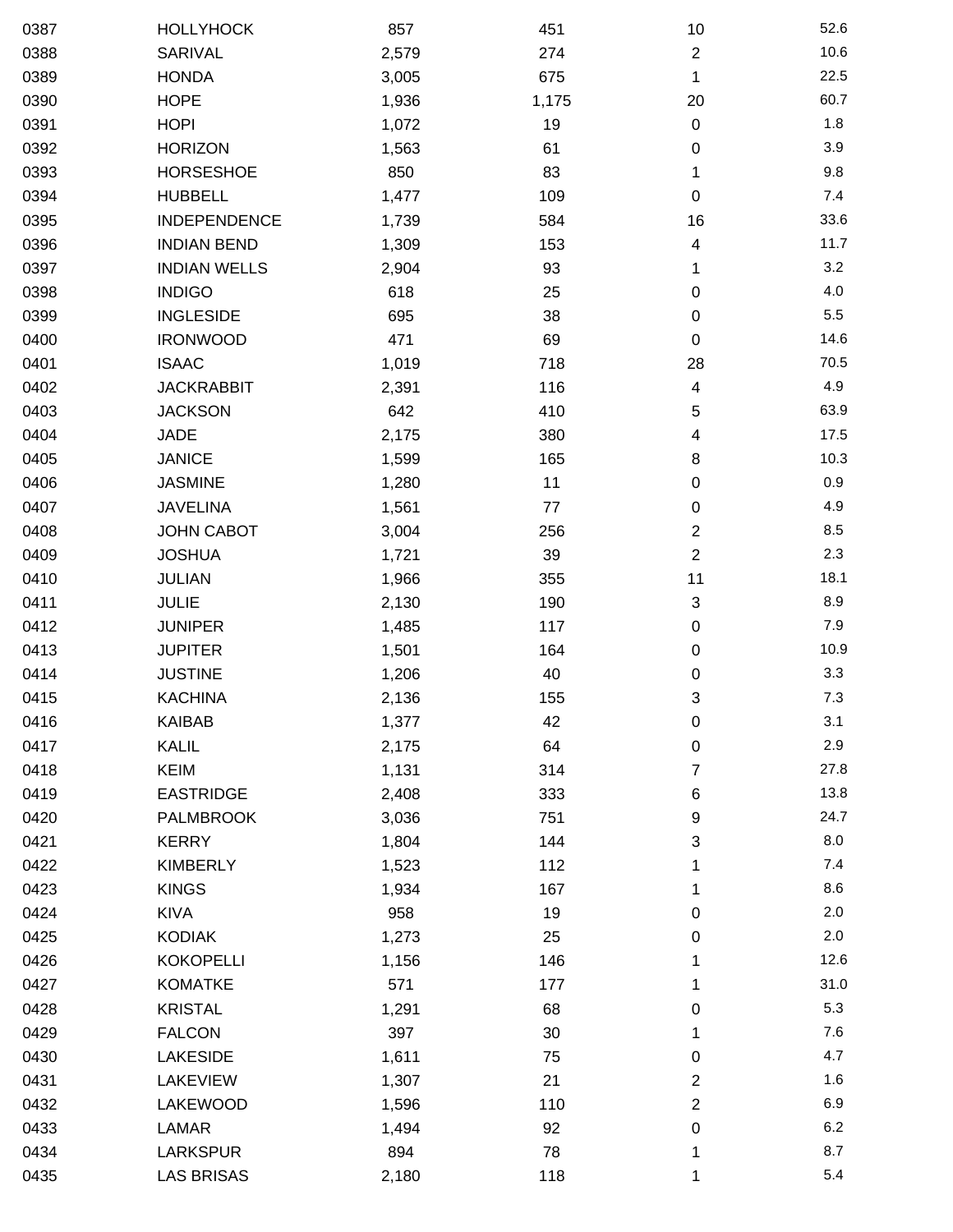| | | | | | |
|---|---|---|---|---|---|
| 0387 | HOLLYHOCK | 857 | 451 | 10 | 52.6 |
| 0388 | SARIVAL | 2,579 | 274 | 2 | 10.6 |
| 0389 | HONDA | 3,005 | 675 | 1 | 22.5 |
| 0390 | HOPE | 1,936 | 1,175 | 20 | 60.7 |
| 0391 | HOPI | 1,072 | 19 | 0 | 1.8 |
| 0392 | HORIZON | 1,563 | 61 | 0 | 3.9 |
| 0393 | HORSESHOE | 850 | 83 | 1 | 9.8 |
| 0394 | HUBBELL | 1,477 | 109 | 0 | 7.4 |
| 0395 | INDEPENDENCE | 1,739 | 584 | 16 | 33.6 |
| 0396 | INDIAN BEND | 1,309 | 153 | 4 | 11.7 |
| 0397 | INDIAN WELLS | 2,904 | 93 | 1 | 3.2 |
| 0398 | INDIGO | 618 | 25 | 0 | 4.0 |
| 0399 | INGLESIDE | 695 | 38 | 0 | 5.5 |
| 0400 | IRONWOOD | 471 | 69 | 0 | 14.6 |
| 0401 | ISAAC | 1,019 | 718 | 28 | 70.5 |
| 0402 | JACKRABBIT | 2,391 | 116 | 4 | 4.9 |
| 0403 | JACKSON | 642 | 410 | 5 | 63.9 |
| 0404 | JADE | 2,175 | 380 | 4 | 17.5 |
| 0405 | JANICE | 1,599 | 165 | 8 | 10.3 |
| 0406 | JASMINE | 1,280 | 11 | 0 | 0.9 |
| 0407 | JAVELINA | 1,561 | 77 | 0 | 4.9 |
| 0408 | JOHN CABOT | 3,004 | 256 | 2 | 8.5 |
| 0409 | JOSHUA | 1,721 | 39 | 2 | 2.3 |
| 0410 | JULIAN | 1,966 | 355 | 11 | 18.1 |
| 0411 | JULIE | 2,130 | 190 | 3 | 8.9 |
| 0412 | JUNIPER | 1,485 | 117 | 0 | 7.9 |
| 0413 | JUPITER | 1,501 | 164 | 0 | 10.9 |
| 0414 | JUSTINE | 1,206 | 40 | 0 | 3.3 |
| 0415 | KACHINA | 2,136 | 155 | 3 | 7.3 |
| 0416 | KAIBAB | 1,377 | 42 | 0 | 3.1 |
| 0417 | KALIL | 2,175 | 64 | 0 | 2.9 |
| 0418 | KEIM | 1,131 | 314 | 7 | 27.8 |
| 0419 | EASTRIDGE | 2,408 | 333 | 6 | 13.8 |
| 0420 | PALMBROOK | 3,036 | 751 | 9 | 24.7 |
| 0421 | KERRY | 1,804 | 144 | 3 | 8.0 |
| 0422 | KIMBERLY | 1,523 | 112 | 1 | 7.4 |
| 0423 | KINGS | 1,934 | 167 | 1 | 8.6 |
| 0424 | KIVA | 958 | 19 | 0 | 2.0 |
| 0425 | KODIAK | 1,273 | 25 | 0 | 2.0 |
| 0426 | KOKOPELLI | 1,156 | 146 | 1 | 12.6 |
| 0427 | KOMATKE | 571 | 177 | 1 | 31.0 |
| 0428 | KRISTAL | 1,291 | 68 | 0 | 5.3 |
| 0429 | FALCON | 397 | 30 | 1 | 7.6 |
| 0430 | LAKESIDE | 1,611 | 75 | 0 | 4.7 |
| 0431 | LAKEVIEW | 1,307 | 21 | 2 | 1.6 |
| 0432 | LAKEWOOD | 1,596 | 110 | 2 | 6.9 |
| 0433 | LAMAR | 1,494 | 92 | 0 | 6.2 |
| 0434 | LARKSPUR | 894 | 78 | 1 | 8.7 |
| 0435 | LAS BRISAS | 2,180 | 118 | 1 | 5.4 |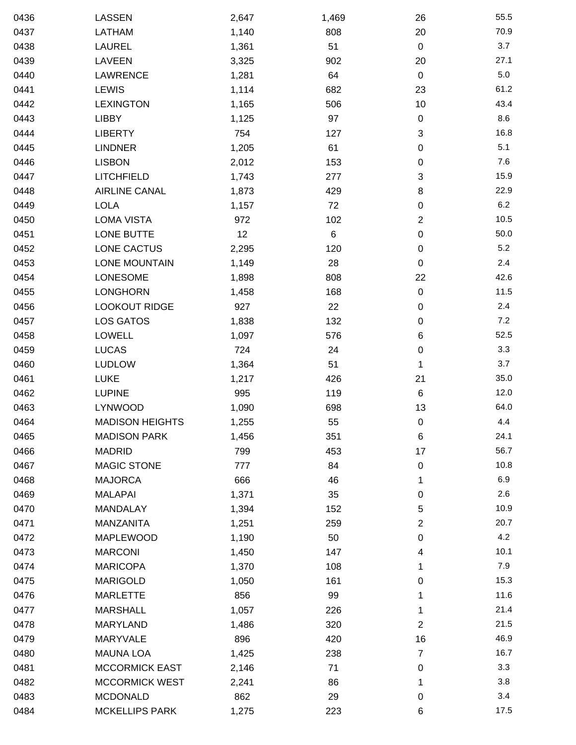| | | | | | |
|---|---|---|---|---|---|
| 0436 | LASSEN | 2,647 | 1,469 | 26 | 55.5 |
| 0437 | LATHAM | 1,140 | 808 | 20 | 70.9 |
| 0438 | LAUREL | 1,361 | 51 | 0 | 3.7 |
| 0439 | LAVEEN | 3,325 | 902 | 20 | 27.1 |
| 0440 | LAWRENCE | 1,281 | 64 | 0 | 5.0 |
| 0441 | LEWIS | 1,114 | 682 | 23 | 61.2 |
| 0442 | LEXINGTON | 1,165 | 506 | 10 | 43.4 |
| 0443 | LIBBY | 1,125 | 97 | 0 | 8.6 |
| 0444 | LIBERTY | 754 | 127 | 3 | 16.8 |
| 0445 | LINDNER | 1,205 | 61 | 0 | 5.1 |
| 0446 | LISBON | 2,012 | 153 | 0 | 7.6 |
| 0447 | LITCHFIELD | 1,743 | 277 | 3 | 15.9 |
| 0448 | AIRLINE CANAL | 1,873 | 429 | 8 | 22.9 |
| 0449 | LOLA | 1,157 | 72 | 0 | 6.2 |
| 0450 | LOMA VISTA | 972 | 102 | 2 | 10.5 |
| 0451 | LONE BUTTE | 12 | 6 | 0 | 50.0 |
| 0452 | LONE CACTUS | 2,295 | 120 | 0 | 5.2 |
| 0453 | LONE MOUNTAIN | 1,149 | 28 | 0 | 2.4 |
| 0454 | LONESOME | 1,898 | 808 | 22 | 42.6 |
| 0455 | LONGHORN | 1,458 | 168 | 0 | 11.5 |
| 0456 | LOOKOUT RIDGE | 927 | 22 | 0 | 2.4 |
| 0457 | LOS GATOS | 1,838 | 132 | 0 | 7.2 |
| 0458 | LOWELL | 1,097 | 576 | 6 | 52.5 |
| 0459 | LUCAS | 724 | 24 | 0 | 3.3 |
| 0460 | LUDLOW | 1,364 | 51 | 1 | 3.7 |
| 0461 | LUKE | 1,217 | 426 | 21 | 35.0 |
| 0462 | LUPINE | 995 | 119 | 6 | 12.0 |
| 0463 | LYNWOOD | 1,090 | 698 | 13 | 64.0 |
| 0464 | MADISON HEIGHTS | 1,255 | 55 | 0 | 4.4 |
| 0465 | MADISON PARK | 1,456 | 351 | 6 | 24.1 |
| 0466 | MADRID | 799 | 453 | 17 | 56.7 |
| 0467 | MAGIC STONE | 777 | 84 | 0 | 10.8 |
| 0468 | MAJORCA | 666 | 46 | 1 | 6.9 |
| 0469 | MALAPAI | 1,371 | 35 | 0 | 2.6 |
| 0470 | MANDALAY | 1,394 | 152 | 5 | 10.9 |
| 0471 | MANZANITA | 1,251 | 259 | 2 | 20.7 |
| 0472 | MAPLEWOOD | 1,190 | 50 | 0 | 4.2 |
| 0473 | MARCONI | 1,450 | 147 | 4 | 10.1 |
| 0474 | MARICOPA | 1,370 | 108 | 1 | 7.9 |
| 0475 | MARIGOLD | 1,050 | 161 | 0 | 15.3 |
| 0476 | MARLETTE | 856 | 99 | 1 | 11.6 |
| 0477 | MARSHALL | 1,057 | 226 | 1 | 21.4 |
| 0478 | MARYLAND | 1,486 | 320 | 2 | 21.5 |
| 0479 | MARYVALE | 896 | 420 | 16 | 46.9 |
| 0480 | MAUNA LOA | 1,425 | 238 | 7 | 16.7 |
| 0481 | MCCORMICK EAST | 2,146 | 71 | 0 | 3.3 |
| 0482 | MCCORMICK WEST | 2,241 | 86 | 1 | 3.8 |
| 0483 | MCDONALD | 862 | 29 | 0 | 3.4 |
| 0484 | MCKELLIPS PARK | 1,275 | 223 | 6 | 17.5 |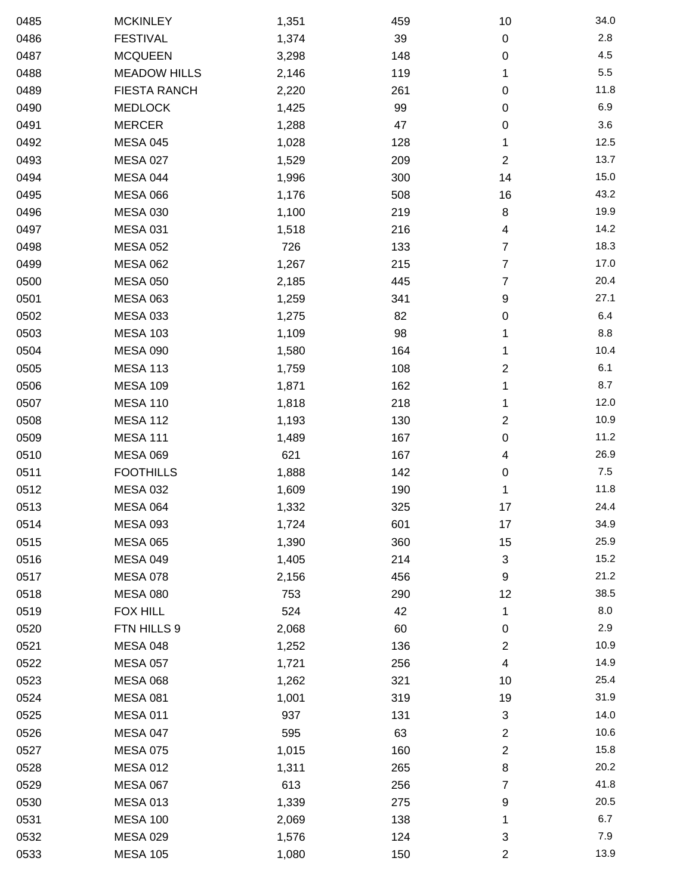| | | | | | |
|---|---|---|---|---|---|
| 0485 | MCKINLEY | 1,351 | 459 | 10 | 34.0 |
| 0486 | FESTIVAL | 1,374 | 39 | 0 | 2.8 |
| 0487 | MCQUEEN | 3,298 | 148 | 0 | 4.5 |
| 0488 | MEADOW HILLS | 2,146 | 119 | 1 | 5.5 |
| 0489 | FIESTA RANCH | 2,220 | 261 | 0 | 11.8 |
| 0490 | MEDLOCK | 1,425 | 99 | 0 | 6.9 |
| 0491 | MERCER | 1,288 | 47 | 0 | 3.6 |
| 0492 | MESA 045 | 1,028 | 128 | 1 | 12.5 |
| 0493 | MESA 027 | 1,529 | 209 | 2 | 13.7 |
| 0494 | MESA 044 | 1,996 | 300 | 14 | 15.0 |
| 0495 | MESA 066 | 1,176 | 508 | 16 | 43.2 |
| 0496 | MESA 030 | 1,100 | 219 | 8 | 19.9 |
| 0497 | MESA 031 | 1,518 | 216 | 4 | 14.2 |
| 0498 | MESA 052 | 726 | 133 | 7 | 18.3 |
| 0499 | MESA 062 | 1,267 | 215 | 7 | 17.0 |
| 0500 | MESA 050 | 2,185 | 445 | 7 | 20.4 |
| 0501 | MESA 063 | 1,259 | 341 | 9 | 27.1 |
| 0502 | MESA 033 | 1,275 | 82 | 0 | 6.4 |
| 0503 | MESA 103 | 1,109 | 98 | 1 | 8.8 |
| 0504 | MESA 090 | 1,580 | 164 | 1 | 10.4 |
| 0505 | MESA 113 | 1,759 | 108 | 2 | 6.1 |
| 0506 | MESA 109 | 1,871 | 162 | 1 | 8.7 |
| 0507 | MESA 110 | 1,818 | 218 | 1 | 12.0 |
| 0508 | MESA 112 | 1,193 | 130 | 2 | 10.9 |
| 0509 | MESA 111 | 1,489 | 167 | 0 | 11.2 |
| 0510 | MESA 069 | 621 | 167 | 4 | 26.9 |
| 0511 | FOOTHILLS | 1,888 | 142 | 0 | 7.5 |
| 0512 | MESA 032 | 1,609 | 190 | 1 | 11.8 |
| 0513 | MESA 064 | 1,332 | 325 | 17 | 24.4 |
| 0514 | MESA 093 | 1,724 | 601 | 17 | 34.9 |
| 0515 | MESA 065 | 1,390 | 360 | 15 | 25.9 |
| 0516 | MESA 049 | 1,405 | 214 | 3 | 15.2 |
| 0517 | MESA 078 | 2,156 | 456 | 9 | 21.2 |
| 0518 | MESA 080 | 753 | 290 | 12 | 38.5 |
| 0519 | FOX HILL | 524 | 42 | 1 | 8.0 |
| 0520 | FTN HILLS 9 | 2,068 | 60 | 0 | 2.9 |
| 0521 | MESA 048 | 1,252 | 136 | 2 | 10.9 |
| 0522 | MESA 057 | 1,721 | 256 | 4 | 14.9 |
| 0523 | MESA 068 | 1,262 | 321 | 10 | 25.4 |
| 0524 | MESA 081 | 1,001 | 319 | 19 | 31.9 |
| 0525 | MESA 011 | 937 | 131 | 3 | 14.0 |
| 0526 | MESA 047 | 595 | 63 | 2 | 10.6 |
| 0527 | MESA 075 | 1,015 | 160 | 2 | 15.8 |
| 0528 | MESA 012 | 1,311 | 265 | 8 | 20.2 |
| 0529 | MESA 067 | 613 | 256 | 7 | 41.8 |
| 0530 | MESA 013 | 1,339 | 275 | 9 | 20.5 |
| 0531 | MESA 100 | 2,069 | 138 | 1 | 6.7 |
| 0532 | MESA 029 | 1,576 | 124 | 3 | 7.9 |
| 0533 | MESA 105 | 1,080 | 150 | 2 | 13.9 |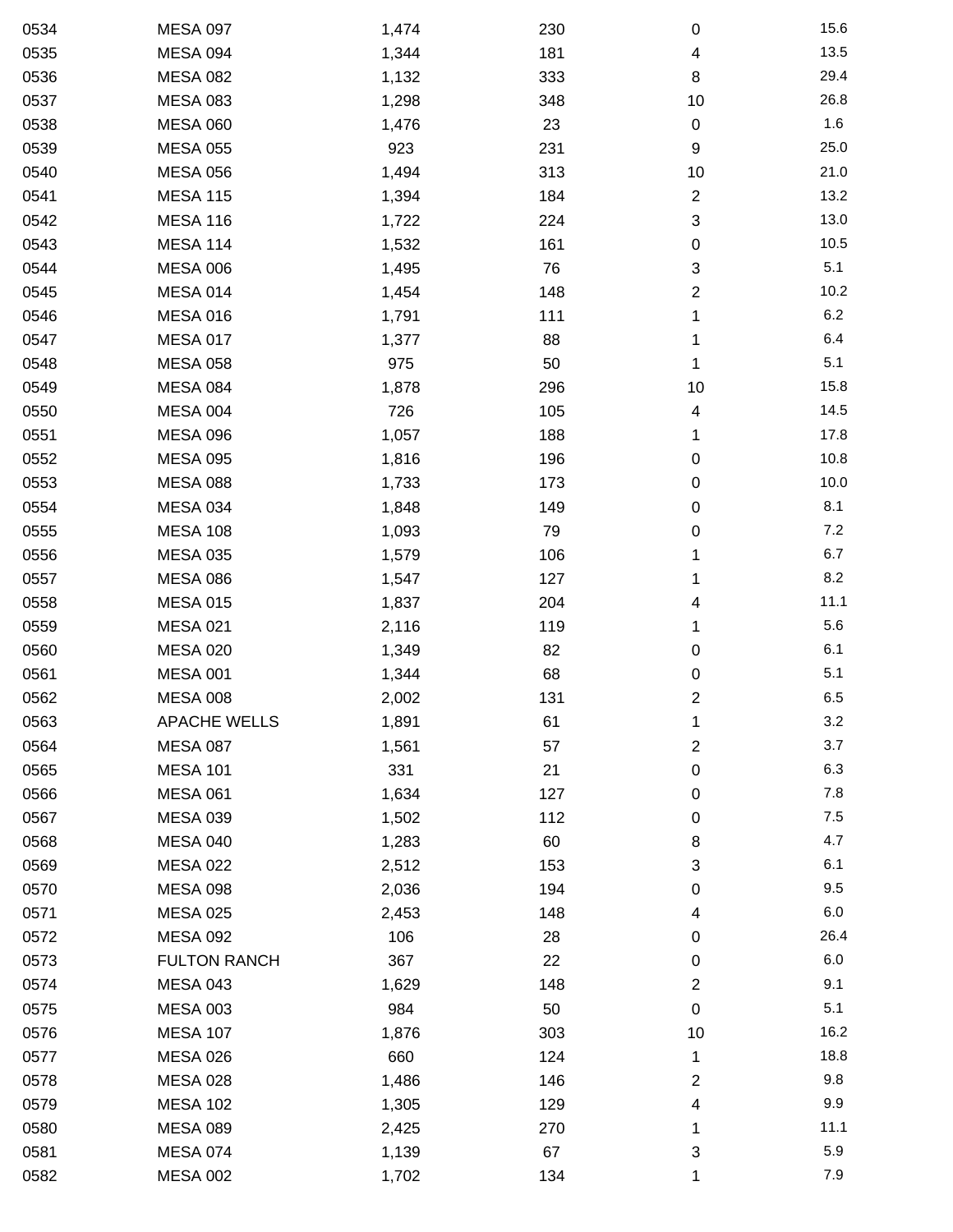| | | | | | |
|---|---|---|---|---|---|
| 0534 | MESA 097 | 1,474 | 230 | 0 | 15.6 |
| 0535 | MESA 094 | 1,344 | 181 | 4 | 13.5 |
| 0536 | MESA 082 | 1,132 | 333 | 8 | 29.4 |
| 0537 | MESA 083 | 1,298 | 348 | 10 | 26.8 |
| 0538 | MESA 060 | 1,476 | 23 | 0 | 1.6 |
| 0539 | MESA 055 | 923 | 231 | 9 | 25.0 |
| 0540 | MESA 056 | 1,494 | 313 | 10 | 21.0 |
| 0541 | MESA 115 | 1,394 | 184 | 2 | 13.2 |
| 0542 | MESA 116 | 1,722 | 224 | 3 | 13.0 |
| 0543 | MESA 114 | 1,532 | 161 | 0 | 10.5 |
| 0544 | MESA 006 | 1,495 | 76 | 3 | 5.1 |
| 0545 | MESA 014 | 1,454 | 148 | 2 | 10.2 |
| 0546 | MESA 016 | 1,791 | 111 | 1 | 6.2 |
| 0547 | MESA 017 | 1,377 | 88 | 1 | 6.4 |
| 0548 | MESA 058 | 975 | 50 | 1 | 5.1 |
| 0549 | MESA 084 | 1,878 | 296 | 10 | 15.8 |
| 0550 | MESA 004 | 726 | 105 | 4 | 14.5 |
| 0551 | MESA 096 | 1,057 | 188 | 1 | 17.8 |
| 0552 | MESA 095 | 1,816 | 196 | 0 | 10.8 |
| 0553 | MESA 088 | 1,733 | 173 | 0 | 10.0 |
| 0554 | MESA 034 | 1,848 | 149 | 0 | 8.1 |
| 0555 | MESA 108 | 1,093 | 79 | 0 | 7.2 |
| 0556 | MESA 035 | 1,579 | 106 | 1 | 6.7 |
| 0557 | MESA 086 | 1,547 | 127 | 1 | 8.2 |
| 0558 | MESA 015 | 1,837 | 204 | 4 | 11.1 |
| 0559 | MESA 021 | 2,116 | 119 | 1 | 5.6 |
| 0560 | MESA 020 | 1,349 | 82 | 0 | 6.1 |
| 0561 | MESA 001 | 1,344 | 68 | 0 | 5.1 |
| 0562 | MESA 008 | 2,002 | 131 | 2 | 6.5 |
| 0563 | APACHE WELLS | 1,891 | 61 | 1 | 3.2 |
| 0564 | MESA 087 | 1,561 | 57 | 2 | 3.7 |
| 0565 | MESA 101 | 331 | 21 | 0 | 6.3 |
| 0566 | MESA 061 | 1,634 | 127 | 0 | 7.8 |
| 0567 | MESA 039 | 1,502 | 112 | 0 | 7.5 |
| 0568 | MESA 040 | 1,283 | 60 | 8 | 4.7 |
| 0569 | MESA 022 | 2,512 | 153 | 3 | 6.1 |
| 0570 | MESA 098 | 2,036 | 194 | 0 | 9.5 |
| 0571 | MESA 025 | 2,453 | 148 | 4 | 6.0 |
| 0572 | MESA 092 | 106 | 28 | 0 | 26.4 |
| 0573 | FULTON RANCH | 367 | 22 | 0 | 6.0 |
| 0574 | MESA 043 | 1,629 | 148 | 2 | 9.1 |
| 0575 | MESA 003 | 984 | 50 | 0 | 5.1 |
| 0576 | MESA 107 | 1,876 | 303 | 10 | 16.2 |
| 0577 | MESA 026 | 660 | 124 | 1 | 18.8 |
| 0578 | MESA 028 | 1,486 | 146 | 2 | 9.8 |
| 0579 | MESA 102 | 1,305 | 129 | 4 | 9.9 |
| 0580 | MESA 089 | 2,425 | 270 | 1 | 11.1 |
| 0581 | MESA 074 | 1,139 | 67 | 3 | 5.9 |
| 0582 | MESA 002 | 1,702 | 134 | 1 | 7.9 |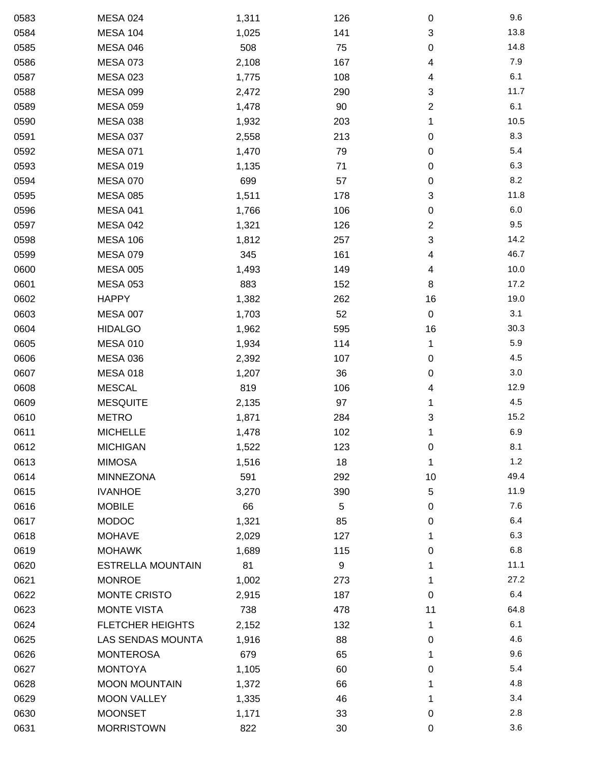| | | | | | |
|---|---|---|---|---|---|
| 0583 | MESA 024 | 1,311 | 126 | 0 | 9.6 |
| 0584 | MESA 104 | 1,025 | 141 | 3 | 13.8 |
| 0585 | MESA 046 | 508 | 75 | 0 | 14.8 |
| 0586 | MESA 073 | 2,108 | 167 | 4 | 7.9 |
| 0587 | MESA 023 | 1,775 | 108 | 4 | 6.1 |
| 0588 | MESA 099 | 2,472 | 290 | 3 | 11.7 |
| 0589 | MESA 059 | 1,478 | 90 | 2 | 6.1 |
| 0590 | MESA 038 | 1,932 | 203 | 1 | 10.5 |
| 0591 | MESA 037 | 2,558 | 213 | 0 | 8.3 |
| 0592 | MESA 071 | 1,470 | 79 | 0 | 5.4 |
| 0593 | MESA 019 | 1,135 | 71 | 0 | 6.3 |
| 0594 | MESA 070 | 699 | 57 | 0 | 8.2 |
| 0595 | MESA 085 | 1,511 | 178 | 3 | 11.8 |
| 0596 | MESA 041 | 1,766 | 106 | 0 | 6.0 |
| 0597 | MESA 042 | 1,321 | 126 | 2 | 9.5 |
| 0598 | MESA 106 | 1,812 | 257 | 3 | 14.2 |
| 0599 | MESA 079 | 345 | 161 | 4 | 46.7 |
| 0600 | MESA 005 | 1,493 | 149 | 4 | 10.0 |
| 0601 | MESA 053 | 883 | 152 | 8 | 17.2 |
| 0602 | HAPPY | 1,382 | 262 | 16 | 19.0 |
| 0603 | MESA 007 | 1,703 | 52 | 0 | 3.1 |
| 0604 | HIDALGO | 1,962 | 595 | 16 | 30.3 |
| 0605 | MESA 010 | 1,934 | 114 | 1 | 5.9 |
| 0606 | MESA 036 | 2,392 | 107 | 0 | 4.5 |
| 0607 | MESA 018 | 1,207 | 36 | 0 | 3.0 |
| 0608 | MESCAL | 819 | 106 | 4 | 12.9 |
| 0609 | MESQUITE | 2,135 | 97 | 1 | 4.5 |
| 0610 | METRO | 1,871 | 284 | 3 | 15.2 |
| 0611 | MICHELLE | 1,478 | 102 | 1 | 6.9 |
| 0612 | MICHIGAN | 1,522 | 123 | 0 | 8.1 |
| 0613 | MIMOSA | 1,516 | 18 | 1 | 1.2 |
| 0614 | MINNEZONA | 591 | 292 | 10 | 49.4 |
| 0615 | IVANHOE | 3,270 | 390 | 5 | 11.9 |
| 0616 | MOBILE | 66 | 5 | 0 | 7.6 |
| 0617 | MODOC | 1,321 | 85 | 0 | 6.4 |
| 0618 | MOHAVE | 2,029 | 127 | 1 | 6.3 |
| 0619 | MOHAWK | 1,689 | 115 | 0 | 6.8 |
| 0620 | ESTRELLA MOUNTAIN | 81 | 9 | 1 | 11.1 |
| 0621 | MONROE | 1,002 | 273 | 1 | 27.2 |
| 0622 | MONTE CRISTO | 2,915 | 187 | 0 | 6.4 |
| 0623 | MONTE VISTA | 738 | 478 | 11 | 64.8 |
| 0624 | FLETCHER HEIGHTS | 2,152 | 132 | 1 | 6.1 |
| 0625 | LAS SENDAS MOUNTA | 1,916 | 88 | 0 | 4.6 |
| 0626 | MONTEROSA | 679 | 65 | 1 | 9.6 |
| 0627 | MONTOYA | 1,105 | 60 | 0 | 5.4 |
| 0628 | MOON MOUNTAIN | 1,372 | 66 | 1 | 4.8 |
| 0629 | MOON VALLEY | 1,335 | 46 | 1 | 3.4 |
| 0630 | MOONSET | 1,171 | 33 | 0 | 2.8 |
| 0631 | MORRISTOWN | 822 | 30 | 0 | 3.6 |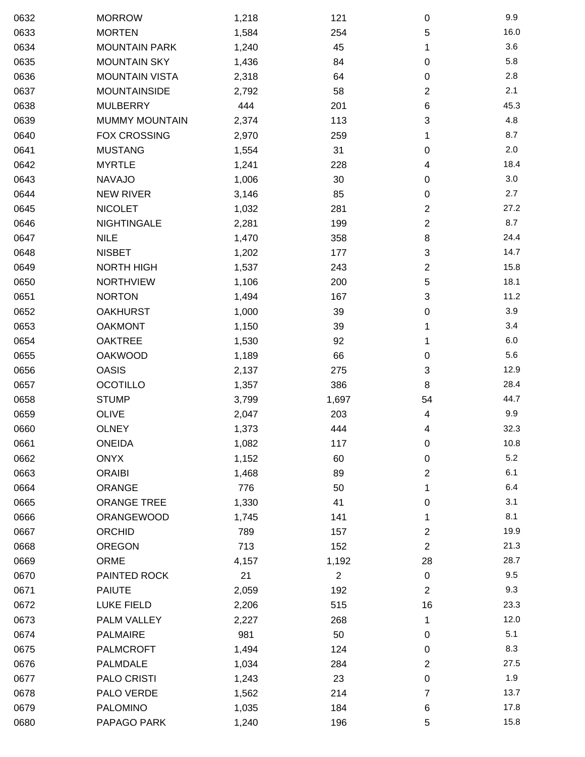| | | | | | |
|---|---|---|---|---|---|
| 0632 | MORROW | 1,218 | 121 | 0 | 9.9 |
| 0633 | MORTEN | 1,584 | 254 | 5 | 16.0 |
| 0634 | MOUNTAIN PARK | 1,240 | 45 | 1 | 3.6 |
| 0635 | MOUNTAIN SKY | 1,436 | 84 | 0 | 5.8 |
| 0636 | MOUNTAIN VISTA | 2,318 | 64 | 0 | 2.8 |
| 0637 | MOUNTAINSIDE | 2,792 | 58 | 2 | 2.1 |
| 0638 | MULBERRY | 444 | 201 | 6 | 45.3 |
| 0639 | MUMMY MOUNTAIN | 2,374 | 113 | 3 | 4.8 |
| 0640 | FOX CROSSING | 2,970 | 259 | 1 | 8.7 |
| 0641 | MUSTANG | 1,554 | 31 | 0 | 2.0 |
| 0642 | MYRTLE | 1,241 | 228 | 4 | 18.4 |
| 0643 | NAVAJO | 1,006 | 30 | 0 | 3.0 |
| 0644 | NEW RIVER | 3,146 | 85 | 0 | 2.7 |
| 0645 | NICOLET | 1,032 | 281 | 2 | 27.2 |
| 0646 | NIGHTINGALE | 2,281 | 199 | 2 | 8.7 |
| 0647 | NILE | 1,470 | 358 | 8 | 24.4 |
| 0648 | NISBET | 1,202 | 177 | 3 | 14.7 |
| 0649 | NORTH HIGH | 1,537 | 243 | 2 | 15.8 |
| 0650 | NORTHVIEW | 1,106 | 200 | 5 | 18.1 |
| 0651 | NORTON | 1,494 | 167 | 3 | 11.2 |
| 0652 | OAKHURST | 1,000 | 39 | 0 | 3.9 |
| 0653 | OAKMONT | 1,150 | 39 | 1 | 3.4 |
| 0654 | OAKTREE | 1,530 | 92 | 1 | 6.0 |
| 0655 | OAKWOOD | 1,189 | 66 | 0 | 5.6 |
| 0656 | OASIS | 2,137 | 275 | 3 | 12.9 |
| 0657 | OCOTILLO | 1,357 | 386 | 8 | 28.4 |
| 0658 | STUMP | 3,799 | 1,697 | 54 | 44.7 |
| 0659 | OLIVE | 2,047 | 203 | 4 | 9.9 |
| 0660 | OLNEY | 1,373 | 444 | 4 | 32.3 |
| 0661 | ONEIDA | 1,082 | 117 | 0 | 10.8 |
| 0662 | ONYX | 1,152 | 60 | 0 | 5.2 |
| 0663 | ORAIBI | 1,468 | 89 | 2 | 6.1 |
| 0664 | ORANGE | 776 | 50 | 1 | 6.4 |
| 0665 | ORANGE TREE | 1,330 | 41 | 0 | 3.1 |
| 0666 | ORANGEWOOD | 1,745 | 141 | 1 | 8.1 |
| 0667 | ORCHID | 789 | 157 | 2 | 19.9 |
| 0668 | OREGON | 713 | 152 | 2 | 21.3 |
| 0669 | ORME | 4,157 | 1,192 | 28 | 28.7 |
| 0670 | PAINTED ROCK | 21 | 2 | 0 | 9.5 |
| 0671 | PAIUTE | 2,059 | 192 | 2 | 9.3 |
| 0672 | LUKE FIELD | 2,206 | 515 | 16 | 23.3 |
| 0673 | PALM VALLEY | 2,227 | 268 | 1 | 12.0 |
| 0674 | PALMAIRE | 981 | 50 | 0 | 5.1 |
| 0675 | PALMCROFT | 1,494 | 124 | 0 | 8.3 |
| 0676 | PALMDALE | 1,034 | 284 | 2 | 27.5 |
| 0677 | PALO CRISTI | 1,243 | 23 | 0 | 1.9 |
| 0678 | PALO VERDE | 1,562 | 214 | 7 | 13.7 |
| 0679 | PALOMINO | 1,035 | 184 | 6 | 17.8 |
| 0680 | PAPAGO PARK | 1,240 | 196 | 5 | 15.8 |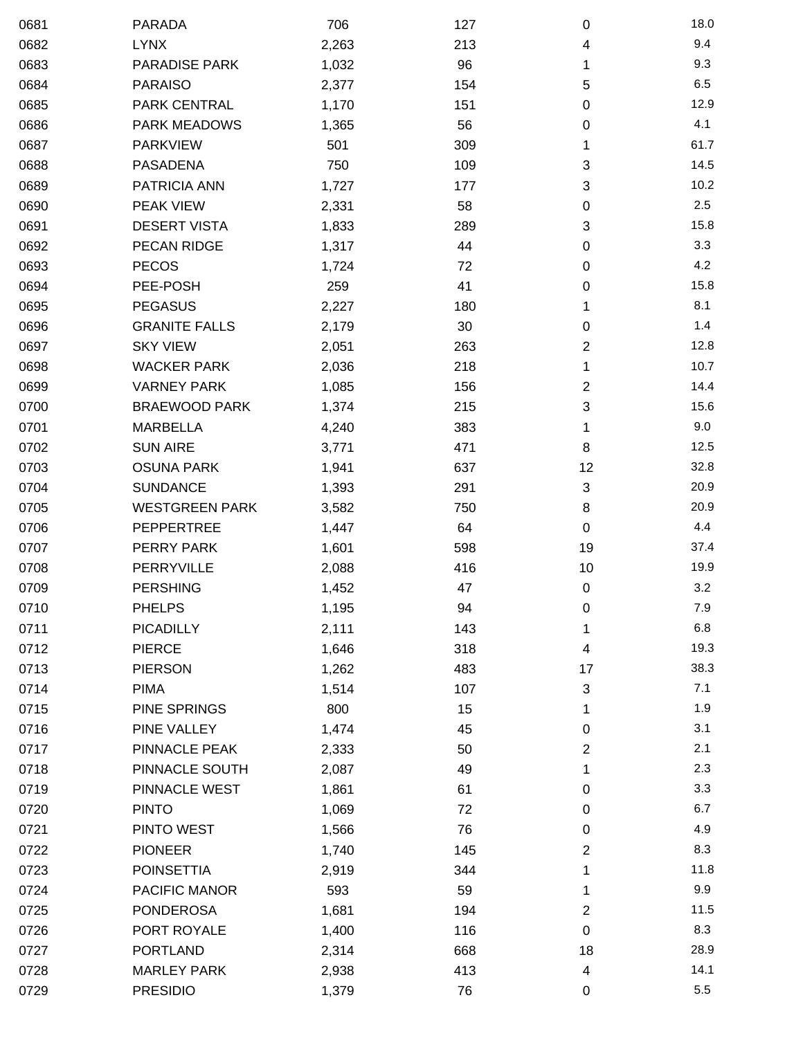| | | | | | |
|---|---|---|---|---|---|
| 0681 | PARADA | 706 | 127 | 0 | 18.0 |
| 0682 | LYNX | 2,263 | 213 | 4 | 9.4 |
| 0683 | PARADISE PARK | 1,032 | 96 | 1 | 9.3 |
| 0684 | PARAISO | 2,377 | 154 | 5 | 6.5 |
| 0685 | PARK CENTRAL | 1,170 | 151 | 0 | 12.9 |
| 0686 | PARK MEADOWS | 1,365 | 56 | 0 | 4.1 |
| 0687 | PARKVIEW | 501 | 309 | 1 | 61.7 |
| 0688 | PASADENA | 750 | 109 | 3 | 14.5 |
| 0689 | PATRICIA ANN | 1,727 | 177 | 3 | 10.2 |
| 0690 | PEAK VIEW | 2,331 | 58 | 0 | 2.5 |
| 0691 | DESERT VISTA | 1,833 | 289 | 3 | 15.8 |
| 0692 | PECAN RIDGE | 1,317 | 44 | 0 | 3.3 |
| 0693 | PECOS | 1,724 | 72 | 0 | 4.2 |
| 0694 | PEE-POSH | 259 | 41 | 0 | 15.8 |
| 0695 | PEGASUS | 2,227 | 180 | 1 | 8.1 |
| 0696 | GRANITE FALLS | 2,179 | 30 | 0 | 1.4 |
| 0697 | SKY VIEW | 2,051 | 263 | 2 | 12.8 |
| 0698 | WACKER PARK | 2,036 | 218 | 1 | 10.7 |
| 0699 | VARNEY PARK | 1,085 | 156 | 2 | 14.4 |
| 0700 | BRAEWOOD PARK | 1,374 | 215 | 3 | 15.6 |
| 0701 | MARBELLA | 4,240 | 383 | 1 | 9.0 |
| 0702 | SUN AIRE | 3,771 | 471 | 8 | 12.5 |
| 0703 | OSUNA PARK | 1,941 | 637 | 12 | 32.8 |
| 0704 | SUNDANCE | 1,393 | 291 | 3 | 20.9 |
| 0705 | WESTGREEN PARK | 3,582 | 750 | 8 | 20.9 |
| 0706 | PEPPERTREE | 1,447 | 64 | 0 | 4.4 |
| 0707 | PERRY PARK | 1,601 | 598 | 19 | 37.4 |
| 0708 | PERRYVILLE | 2,088 | 416 | 10 | 19.9 |
| 0709 | PERSHING | 1,452 | 47 | 0 | 3.2 |
| 0710 | PHELPS | 1,195 | 94 | 0 | 7.9 |
| 0711 | PICADILLY | 2,111 | 143 | 1 | 6.8 |
| 0712 | PIERCE | 1,646 | 318 | 4 | 19.3 |
| 0713 | PIERSON | 1,262 | 483 | 17 | 38.3 |
| 0714 | PIMA | 1,514 | 107 | 3 | 7.1 |
| 0715 | PINE SPRINGS | 800 | 15 | 1 | 1.9 |
| 0716 | PINE VALLEY | 1,474 | 45 | 0 | 3.1 |
| 0717 | PINNACLE PEAK | 2,333 | 50 | 2 | 2.1 |
| 0718 | PINNACLE SOUTH | 2,087 | 49 | 1 | 2.3 |
| 0719 | PINNACLE WEST | 1,861 | 61 | 0 | 3.3 |
| 0720 | PINTO | 1,069 | 72 | 0 | 6.7 |
| 0721 | PINTO WEST | 1,566 | 76 | 0 | 4.9 |
| 0722 | PIONEER | 1,740 | 145 | 2 | 8.3 |
| 0723 | POINSETTIA | 2,919 | 344 | 1 | 11.8 |
| 0724 | PACIFIC MANOR | 593 | 59 | 1 | 9.9 |
| 0725 | PONDEROSA | 1,681 | 194 | 2 | 11.5 |
| 0726 | PORT ROYALE | 1,400 | 116 | 0 | 8.3 |
| 0727 | PORTLAND | 2,314 | 668 | 18 | 28.9 |
| 0728 | MARLEY PARK | 2,938 | 413 | 4 | 14.1 |
| 0729 | PRESIDIO | 1,379 | 76 | 0 | 5.5 |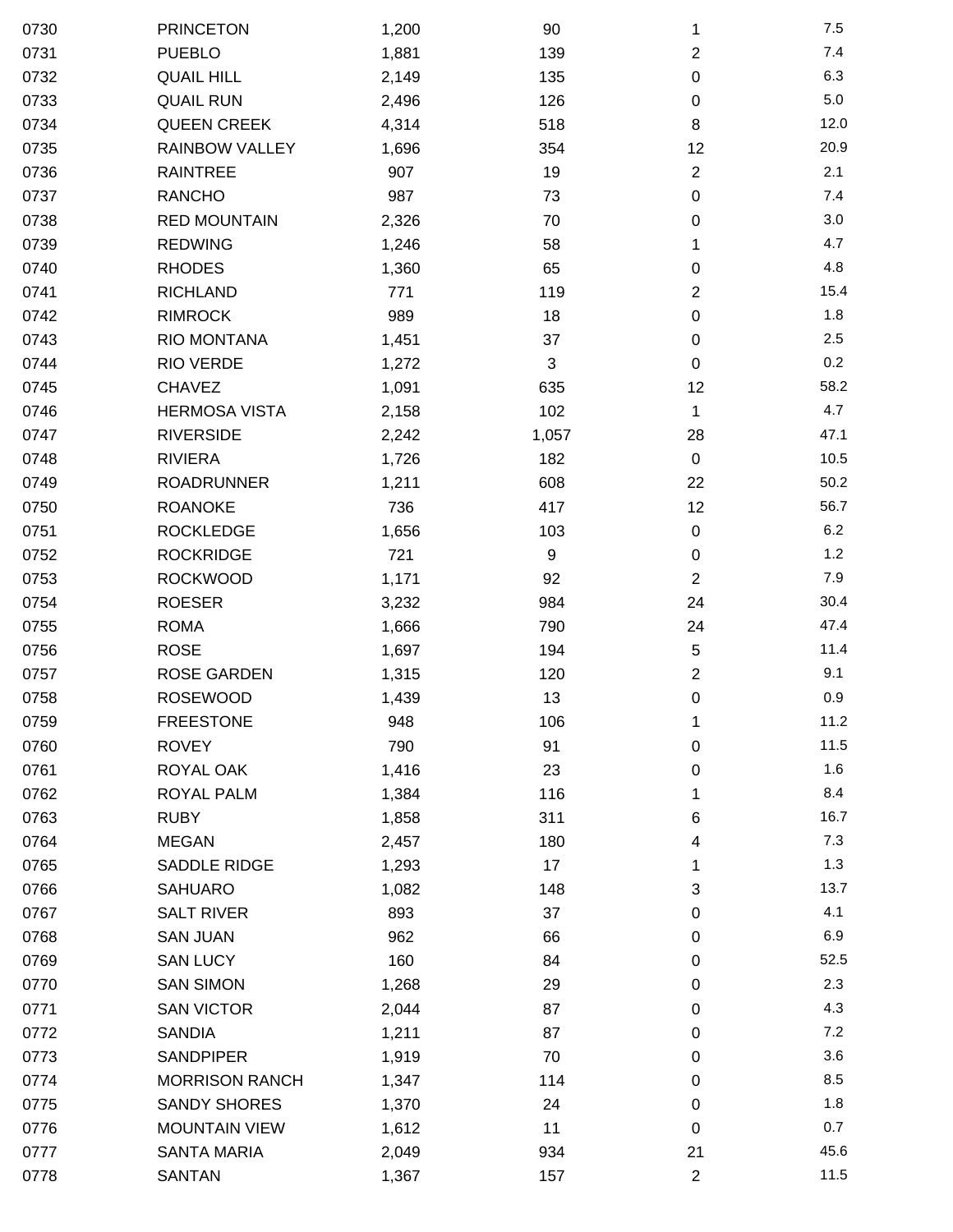| | | | | | |
|---|---|---|---|---|---|
| 0730 | PRINCETON | 1,200 | 90 | 1 | 7.5 |
| 0731 | PUEBLO | 1,881 | 139 | 2 | 7.4 |
| 0732 | QUAIL HILL | 2,149 | 135 | 0 | 6.3 |
| 0733 | QUAIL RUN | 2,496 | 126 | 0 | 5.0 |
| 0734 | QUEEN CREEK | 4,314 | 518 | 8 | 12.0 |
| 0735 | RAINBOW VALLEY | 1,696 | 354 | 12 | 20.9 |
| 0736 | RAINTREE | 907 | 19 | 2 | 2.1 |
| 0737 | RANCHO | 987 | 73 | 0 | 7.4 |
| 0738 | RED MOUNTAIN | 2,326 | 70 | 0 | 3.0 |
| 0739 | REDWING | 1,246 | 58 | 1 | 4.7 |
| 0740 | RHODES | 1,360 | 65 | 0 | 4.8 |
| 0741 | RICHLAND | 771 | 119 | 2 | 15.4 |
| 0742 | RIMROCK | 989 | 18 | 0 | 1.8 |
| 0743 | RIO MONTANA | 1,451 | 37 | 0 | 2.5 |
| 0744 | RIO VERDE | 1,272 | 3 | 0 | 0.2 |
| 0745 | CHAVEZ | 1,091 | 635 | 12 | 58.2 |
| 0746 | HERMOSA VISTA | 2,158 | 102 | 1 | 4.7 |
| 0747 | RIVERSIDE | 2,242 | 1,057 | 28 | 47.1 |
| 0748 | RIVIERA | 1,726 | 182 | 0 | 10.5 |
| 0749 | ROADRUNNER | 1,211 | 608 | 22 | 50.2 |
| 0750 | ROANOKE | 736 | 417 | 12 | 56.7 |
| 0751 | ROCKLEDGE | 1,656 | 103 | 0 | 6.2 |
| 0752 | ROCKRIDGE | 721 | 9 | 0 | 1.2 |
| 0753 | ROCKWOOD | 1,171 | 92 | 2 | 7.9 |
| 0754 | ROESER | 3,232 | 984 | 24 | 30.4 |
| 0755 | ROMA | 1,666 | 790 | 24 | 47.4 |
| 0756 | ROSE | 1,697 | 194 | 5 | 11.4 |
| 0757 | ROSE GARDEN | 1,315 | 120 | 2 | 9.1 |
| 0758 | ROSEWOOD | 1,439 | 13 | 0 | 0.9 |
| 0759 | FREESTONE | 948 | 106 | 1 | 11.2 |
| 0760 | ROVEY | 790 | 91 | 0 | 11.5 |
| 0761 | ROYAL OAK | 1,416 | 23 | 0 | 1.6 |
| 0762 | ROYAL PALM | 1,384 | 116 | 1 | 8.4 |
| 0763 | RUBY | 1,858 | 311 | 6 | 16.7 |
| 0764 | MEGAN | 2,457 | 180 | 4 | 7.3 |
| 0765 | SADDLE RIDGE | 1,293 | 17 | 1 | 1.3 |
| 0766 | SAHUARO | 1,082 | 148 | 3 | 13.7 |
| 0767 | SALT RIVER | 893 | 37 | 0 | 4.1 |
| 0768 | SAN JUAN | 962 | 66 | 0 | 6.9 |
| 0769 | SAN LUCY | 160 | 84 | 0 | 52.5 |
| 0770 | SAN SIMON | 1,268 | 29 | 0 | 2.3 |
| 0771 | SAN VICTOR | 2,044 | 87 | 0 | 4.3 |
| 0772 | SANDIA | 1,211 | 87 | 0 | 7.2 |
| 0773 | SANDPIPER | 1,919 | 70 | 0 | 3.6 |
| 0774 | MORRISON RANCH | 1,347 | 114 | 0 | 8.5 |
| 0775 | SANDY SHORES | 1,370 | 24 | 0 | 1.8 |
| 0776 | MOUNTAIN VIEW | 1,612 | 11 | 0 | 0.7 |
| 0777 | SANTA MARIA | 2,049 | 934 | 21 | 45.6 |
| 0778 | SANTAN | 1,367 | 157 | 2 | 11.5 |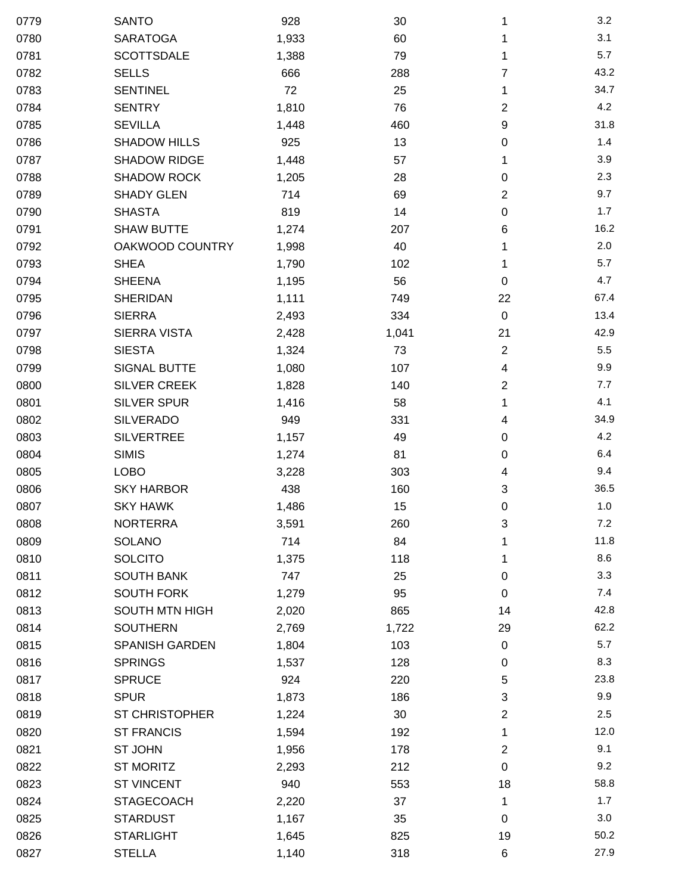| | | | | | |
|---|---|---|---|---|---|
| 0779 | SANTO | 928 | 30 | 1 | 3.2 |
| 0780 | SARATOGA | 1,933 | 60 | 1 | 3.1 |
| 0781 | SCOTTSDALE | 1,388 | 79 | 1 | 5.7 |
| 0782 | SELLS | 666 | 288 | 7 | 43.2 |
| 0783 | SENTINEL | 72 | 25 | 1 | 34.7 |
| 0784 | SENTRY | 1,810 | 76 | 2 | 4.2 |
| 0785 | SEVILLA | 1,448 | 460 | 9 | 31.8 |
| 0786 | SHADOW HILLS | 925 | 13 | 0 | 1.4 |
| 0787 | SHADOW RIDGE | 1,448 | 57 | 1 | 3.9 |
| 0788 | SHADOW ROCK | 1,205 | 28 | 0 | 2.3 |
| 0789 | SHADY GLEN | 714 | 69 | 2 | 9.7 |
| 0790 | SHASTA | 819 | 14 | 0 | 1.7 |
| 0791 | SHAW BUTTE | 1,274 | 207 | 6 | 16.2 |
| 0792 | OAKWOOD COUNTRY | 1,998 | 40 | 1 | 2.0 |
| 0793 | SHEA | 1,790 | 102 | 1 | 5.7 |
| 0794 | SHEENA | 1,195 | 56 | 0 | 4.7 |
| 0795 | SHERIDAN | 1,111 | 749 | 22 | 67.4 |
| 0796 | SIERRA | 2,493 | 334 | 0 | 13.4 |
| 0797 | SIERRA VISTA | 2,428 | 1,041 | 21 | 42.9 |
| 0798 | SIESTA | 1,324 | 73 | 2 | 5.5 |
| 0799 | SIGNAL BUTTE | 1,080 | 107 | 4 | 9.9 |
| 0800 | SILVER CREEK | 1,828 | 140 | 2 | 7.7 |
| 0801 | SILVER SPUR | 1,416 | 58 | 1 | 4.1 |
| 0802 | SILVERADO | 949 | 331 | 4 | 34.9 |
| 0803 | SILVERTREE | 1,157 | 49 | 0 | 4.2 |
| 0804 | SIMIS | 1,274 | 81 | 0 | 6.4 |
| 0805 | LOBO | 3,228 | 303 | 4 | 9.4 |
| 0806 | SKY HARBOR | 438 | 160 | 3 | 36.5 |
| 0807 | SKY HAWK | 1,486 | 15 | 0 | 1.0 |
| 0808 | NORTERRA | 3,591 | 260 | 3 | 7.2 |
| 0809 | SOLANO | 714 | 84 | 1 | 11.8 |
| 0810 | SOLCITO | 1,375 | 118 | 1 | 8.6 |
| 0811 | SOUTH BANK | 747 | 25 | 0 | 3.3 |
| 0812 | SOUTH FORK | 1,279 | 95 | 0 | 7.4 |
| 0813 | SOUTH MTN HIGH | 2,020 | 865 | 14 | 42.8 |
| 0814 | SOUTHERN | 2,769 | 1,722 | 29 | 62.2 |
| 0815 | SPANISH GARDEN | 1,804 | 103 | 0 | 5.7 |
| 0816 | SPRINGS | 1,537 | 128 | 0 | 8.3 |
| 0817 | SPRUCE | 924 | 220 | 5 | 23.8 |
| 0818 | SPUR | 1,873 | 186 | 3 | 9.9 |
| 0819 | ST CHRISTOPHER | 1,224 | 30 | 2 | 2.5 |
| 0820 | ST FRANCIS | 1,594 | 192 | 1 | 12.0 |
| 0821 | ST JOHN | 1,956 | 178 | 2 | 9.1 |
| 0822 | ST MORITZ | 2,293 | 212 | 0 | 9.2 |
| 0823 | ST VINCENT | 940 | 553 | 18 | 58.8 |
| 0824 | STAGECOACH | 2,220 | 37 | 1 | 1.7 |
| 0825 | STARDUST | 1,167 | 35 | 0 | 3.0 |
| 0826 | STARLIGHT | 1,645 | 825 | 19 | 50.2 |
| 0827 | STELLA | 1,140 | 318 | 6 | 27.9 |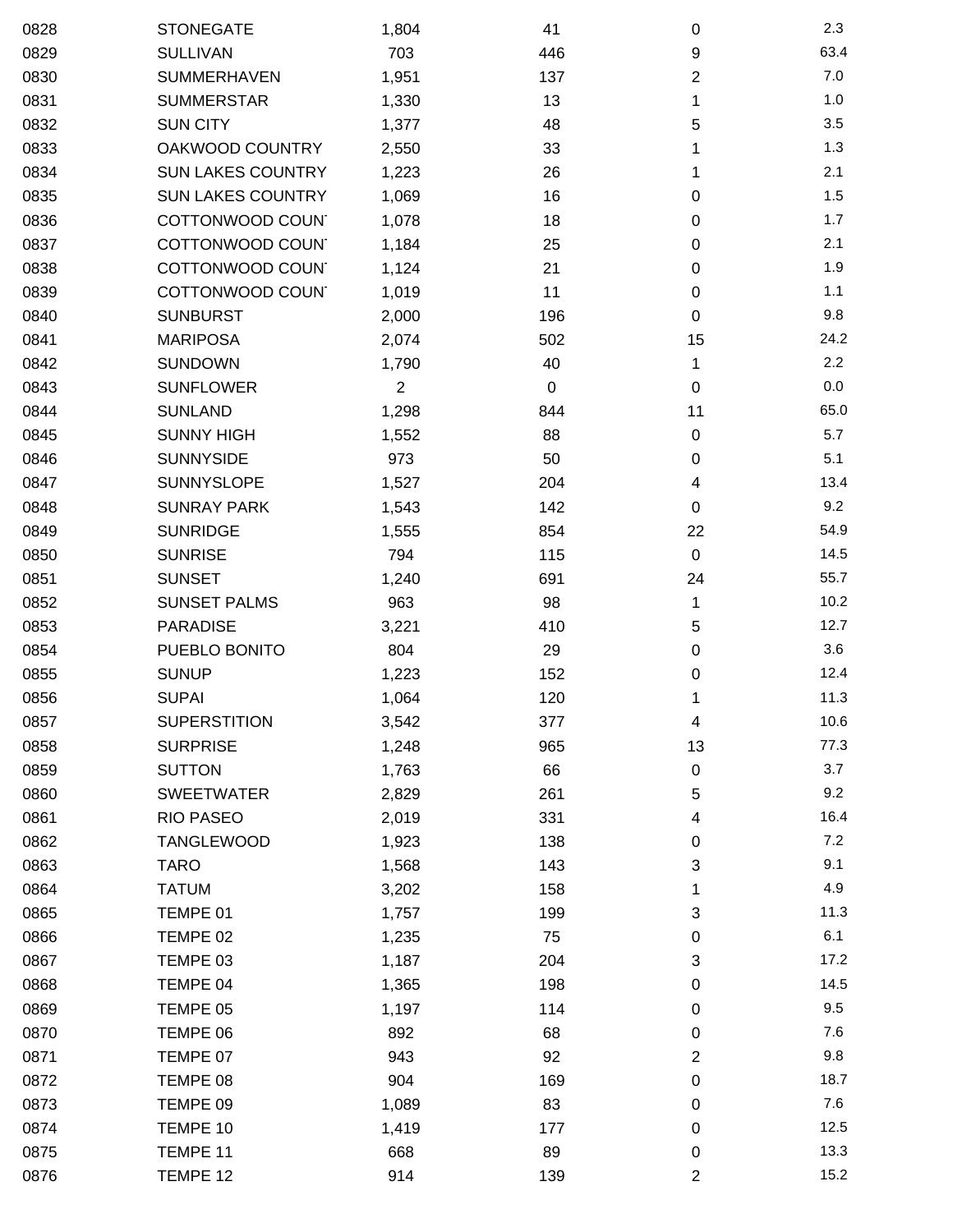| | | | | | |
|---|---|---|---|---|---|
| 0828 | STONEGATE | 1,804 | 41 | 0 | 2.3 |
| 0829 | SULLIVAN | 703 | 446 | 9 | 63.4 |
| 0830 | SUMMERHAVEN | 1,951 | 137 | 2 | 7.0 |
| 0831 | SUMMERSTAR | 1,330 | 13 | 1 | 1.0 |
| 0832 | SUN CITY | 1,377 | 48 | 5 | 3.5 |
| 0833 | OAKWOOD COUNTRY | 2,550 | 33 | 1 | 1.3 |
| 0834 | SUN LAKES COUNTRY | 1,223 | 26 | 1 | 2.1 |
| 0835 | SUN LAKES COUNTRY | 1,069 | 16 | 0 | 1.5 |
| 0836 | COTTONWOOD COUN | 1,078 | 18 | 0 | 1.7 |
| 0837 | COTTONWOOD COUN | 1,184 | 25 | 0 | 2.1 |
| 0838 | COTTONWOOD COUN | 1,124 | 21 | 0 | 1.9 |
| 0839 | COTTONWOOD COUN | 1,019 | 11 | 0 | 1.1 |
| 0840 | SUNBURST | 2,000 | 196 | 0 | 9.8 |
| 0841 | MARIPOSA | 2,074 | 502 | 15 | 24.2 |
| 0842 | SUNDOWN | 1,790 | 40 | 1 | 2.2 |
| 0843 | SUNFLOWER | 2 | 0 | 0 | 0.0 |
| 0844 | SUNLAND | 1,298 | 844 | 11 | 65.0 |
| 0845 | SUNNY HIGH | 1,552 | 88 | 0 | 5.7 |
| 0846 | SUNNYSIDE | 973 | 50 | 0 | 5.1 |
| 0847 | SUNNYSLOPE | 1,527 | 204 | 4 | 13.4 |
| 0848 | SUNRAY PARK | 1,543 | 142 | 0 | 9.2 |
| 0849 | SUNRIDGE | 1,555 | 854 | 22 | 54.9 |
| 0850 | SUNRISE | 794 | 115 | 0 | 14.5 |
| 0851 | SUNSET | 1,240 | 691 | 24 | 55.7 |
| 0852 | SUNSET PALMS | 963 | 98 | 1 | 10.2 |
| 0853 | PARADISE | 3,221 | 410 | 5 | 12.7 |
| 0854 | PUEBLO BONITO | 804 | 29 | 0 | 3.6 |
| 0855 | SUNUP | 1,223 | 152 | 0 | 12.4 |
| 0856 | SUPAI | 1,064 | 120 | 1 | 11.3 |
| 0857 | SUPERSTITION | 3,542 | 377 | 4 | 10.6 |
| 0858 | SURPRISE | 1,248 | 965 | 13 | 77.3 |
| 0859 | SUTTON | 1,763 | 66 | 0 | 3.7 |
| 0860 | SWEETWATER | 2,829 | 261 | 5 | 9.2 |
| 0861 | RIO PASEO | 2,019 | 331 | 4 | 16.4 |
| 0862 | TANGLEWOOD | 1,923 | 138 | 0 | 7.2 |
| 0863 | TARO | 1,568 | 143 | 3 | 9.1 |
| 0864 | TATUM | 3,202 | 158 | 1 | 4.9 |
| 0865 | TEMPE 01 | 1,757 | 199 | 3 | 11.3 |
| 0866 | TEMPE 02 | 1,235 | 75 | 0 | 6.1 |
| 0867 | TEMPE 03 | 1,187 | 204 | 3 | 17.2 |
| 0868 | TEMPE 04 | 1,365 | 198 | 0 | 14.5 |
| 0869 | TEMPE 05 | 1,197 | 114 | 0 | 9.5 |
| 0870 | TEMPE 06 | 892 | 68 | 0 | 7.6 |
| 0871 | TEMPE 07 | 943 | 92 | 2 | 9.8 |
| 0872 | TEMPE 08 | 904 | 169 | 0 | 18.7 |
| 0873 | TEMPE 09 | 1,089 | 83 | 0 | 7.6 |
| 0874 | TEMPE 10 | 1,419 | 177 | 0 | 12.5 |
| 0875 | TEMPE 11 | 668 | 89 | 0 | 13.3 |
| 0876 | TEMPE 12 | 914 | 139 | 2 | 15.2 |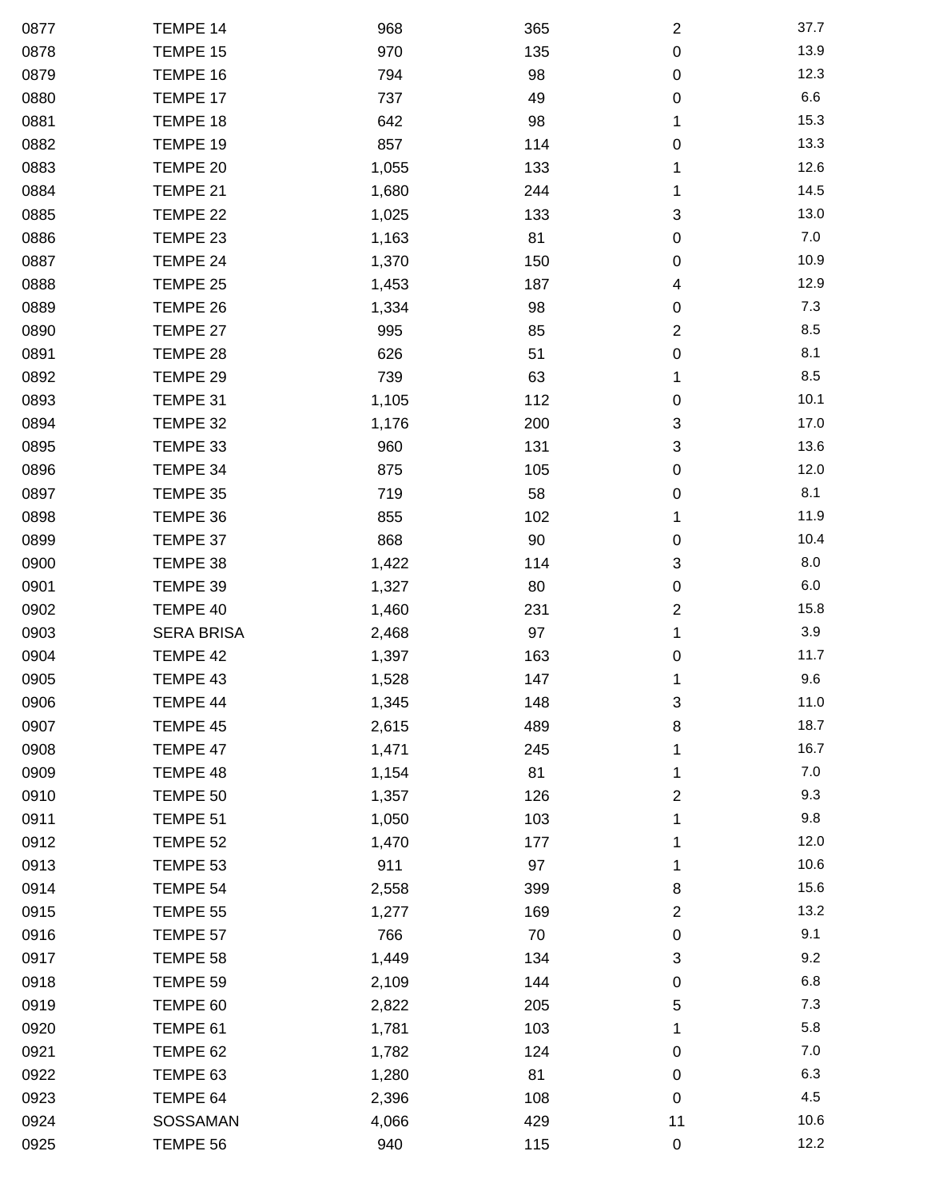| | | | | | |
|---|---|---|---|---|---|
| 0877 | TEMPE 14 | 968 | 365 | 2 | 37.7 |
| 0878 | TEMPE 15 | 970 | 135 | 0 | 13.9 |
| 0879 | TEMPE 16 | 794 | 98 | 0 | 12.3 |
| 0880 | TEMPE 17 | 737 | 49 | 0 | 6.6 |
| 0881 | TEMPE 18 | 642 | 98 | 1 | 15.3 |
| 0882 | TEMPE 19 | 857 | 114 | 0 | 13.3 |
| 0883 | TEMPE 20 | 1,055 | 133 | 1 | 12.6 |
| 0884 | TEMPE 21 | 1,680 | 244 | 1 | 14.5 |
| 0885 | TEMPE 22 | 1,025 | 133 | 3 | 13.0 |
| 0886 | TEMPE 23 | 1,163 | 81 | 0 | 7.0 |
| 0887 | TEMPE 24 | 1,370 | 150 | 0 | 10.9 |
| 0888 | TEMPE 25 | 1,453 | 187 | 4 | 12.9 |
| 0889 | TEMPE 26 | 1,334 | 98 | 0 | 7.3 |
| 0890 | TEMPE 27 | 995 | 85 | 2 | 8.5 |
| 0891 | TEMPE 28 | 626 | 51 | 0 | 8.1 |
| 0892 | TEMPE 29 | 739 | 63 | 1 | 8.5 |
| 0893 | TEMPE 31 | 1,105 | 112 | 0 | 10.1 |
| 0894 | TEMPE 32 | 1,176 | 200 | 3 | 17.0 |
| 0895 | TEMPE 33 | 960 | 131 | 3 | 13.6 |
| 0896 | TEMPE 34 | 875 | 105 | 0 | 12.0 |
| 0897 | TEMPE 35 | 719 | 58 | 0 | 8.1 |
| 0898 | TEMPE 36 | 855 | 102 | 1 | 11.9 |
| 0899 | TEMPE 37 | 868 | 90 | 0 | 10.4 |
| 0900 | TEMPE 38 | 1,422 | 114 | 3 | 8.0 |
| 0901 | TEMPE 39 | 1,327 | 80 | 0 | 6.0 |
| 0902 | TEMPE 40 | 1,460 | 231 | 2 | 15.8 |
| 0903 | SERA BRISA | 2,468 | 97 | 1 | 3.9 |
| 0904 | TEMPE 42 | 1,397 | 163 | 0 | 11.7 |
| 0905 | TEMPE 43 | 1,528 | 147 | 1 | 9.6 |
| 0906 | TEMPE 44 | 1,345 | 148 | 3 | 11.0 |
| 0907 | TEMPE 45 | 2,615 | 489 | 8 | 18.7 |
| 0908 | TEMPE 47 | 1,471 | 245 | 1 | 16.7 |
| 0909 | TEMPE 48 | 1,154 | 81 | 1 | 7.0 |
| 0910 | TEMPE 50 | 1,357 | 126 | 2 | 9.3 |
| 0911 | TEMPE 51 | 1,050 | 103 | 1 | 9.8 |
| 0912 | TEMPE 52 | 1,470 | 177 | 1 | 12.0 |
| 0913 | TEMPE 53 | 911 | 97 | 1 | 10.6 |
| 0914 | TEMPE 54 | 2,558 | 399 | 8 | 15.6 |
| 0915 | TEMPE 55 | 1,277 | 169 | 2 | 13.2 |
| 0916 | TEMPE 57 | 766 | 70 | 0 | 9.1 |
| 0917 | TEMPE 58 | 1,449 | 134 | 3 | 9.2 |
| 0918 | TEMPE 59 | 2,109 | 144 | 0 | 6.8 |
| 0919 | TEMPE 60 | 2,822 | 205 | 5 | 7.3 |
| 0920 | TEMPE 61 | 1,781 | 103 | 1 | 5.8 |
| 0921 | TEMPE 62 | 1,782 | 124 | 0 | 7.0 |
| 0922 | TEMPE 63 | 1,280 | 81 | 0 | 6.3 |
| 0923 | TEMPE 64 | 2,396 | 108 | 0 | 4.5 |
| 0924 | SOSSAMAN | 4,066 | 429 | 11 | 10.6 |
| 0925 | TEMPE 56 | 940 | 115 | 0 | 12.2 |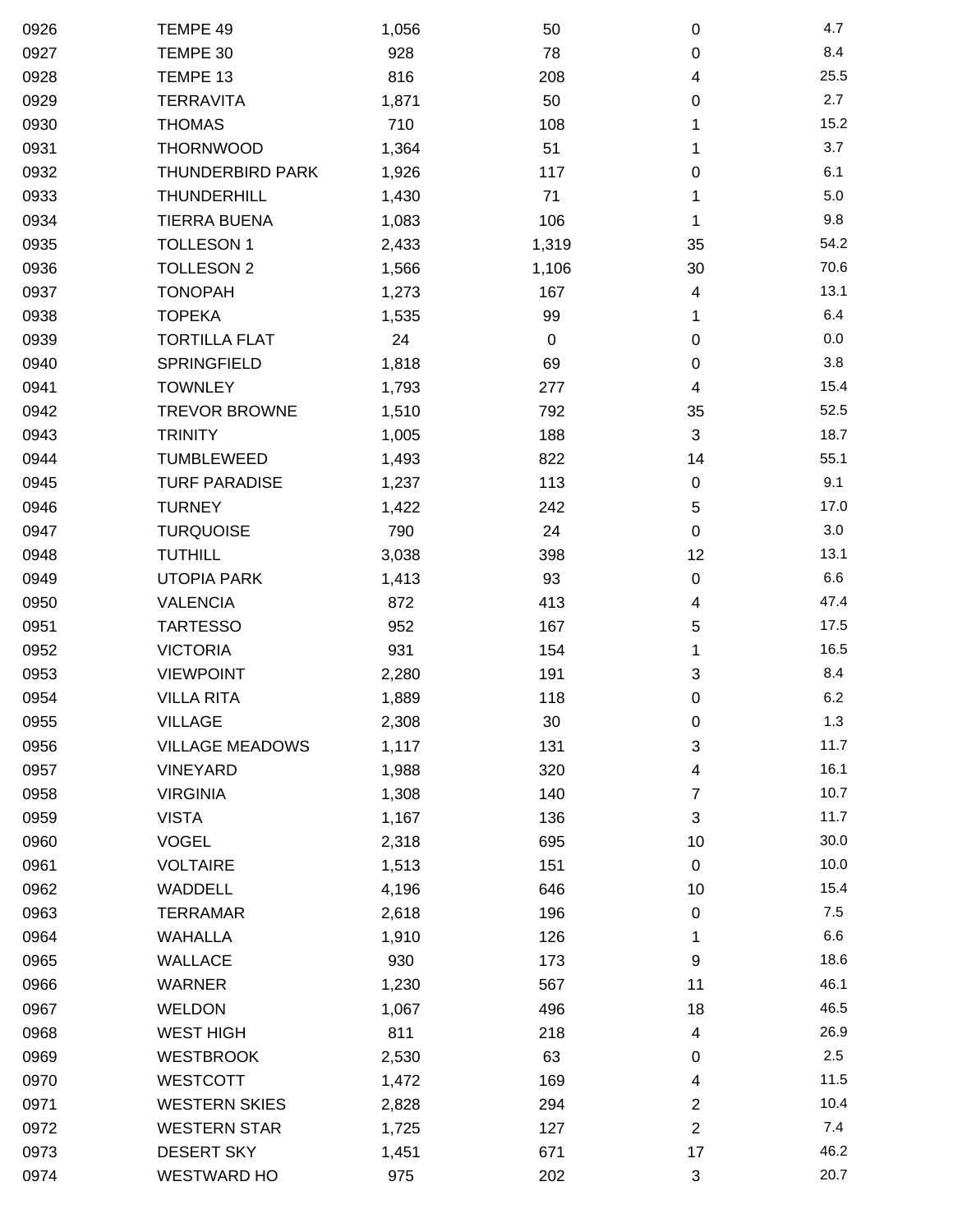| | | | | | |
|---|---|---|---|---|---|
| 0926 | TEMPE 49 | 1,056 | 50 | 0 | 4.7 |
| 0927 | TEMPE 30 | 928 | 78 | 0 | 8.4 |
| 0928 | TEMPE 13 | 816 | 208 | 4 | 25.5 |
| 0929 | TERRAVITA | 1,871 | 50 | 0 | 2.7 |
| 0930 | THOMAS | 710 | 108 | 1 | 15.2 |
| 0931 | THORNWOOD | 1,364 | 51 | 1 | 3.7 |
| 0932 | THUNDERBIRD PARK | 1,926 | 117 | 0 | 6.1 |
| 0933 | THUNDERHILL | 1,430 | 71 | 1 | 5.0 |
| 0934 | TIERRA BUENA | 1,083 | 106 | 1 | 9.8 |
| 0935 | TOLLESON 1 | 2,433 | 1,319 | 35 | 54.2 |
| 0936 | TOLLESON 2 | 1,566 | 1,106 | 30 | 70.6 |
| 0937 | TONOPAH | 1,273 | 167 | 4 | 13.1 |
| 0938 | TOPEKA | 1,535 | 99 | 1 | 6.4 |
| 0939 | TORTILLA FLAT | 24 | 0 | 0 | 0.0 |
| 0940 | SPRINGFIELD | 1,818 | 69 | 0 | 3.8 |
| 0941 | TOWNLEY | 1,793 | 277 | 4 | 15.4 |
| 0942 | TREVOR BROWNE | 1,510 | 792 | 35 | 52.5 |
| 0943 | TRINITY | 1,005 | 188 | 3 | 18.7 |
| 0944 | TUMBLEWEED | 1,493 | 822 | 14 | 55.1 |
| 0945 | TURF PARADISE | 1,237 | 113 | 0 | 9.1 |
| 0946 | TURNEY | 1,422 | 242 | 5 | 17.0 |
| 0947 | TURQUOISE | 790 | 24 | 0 | 3.0 |
| 0948 | TUTHILL | 3,038 | 398 | 12 | 13.1 |
| 0949 | UTOPIA PARK | 1,413 | 93 | 0 | 6.6 |
| 0950 | VALENCIA | 872 | 413 | 4 | 47.4 |
| 0951 | TARTESSO | 952 | 167 | 5 | 17.5 |
| 0952 | VICTORIA | 931 | 154 | 1 | 16.5 |
| 0953 | VIEWPOINT | 2,280 | 191 | 3 | 8.4 |
| 0954 | VILLA RITA | 1,889 | 118 | 0 | 6.2 |
| 0955 | VILLAGE | 2,308 | 30 | 0 | 1.3 |
| 0956 | VILLAGE MEADOWS | 1,117 | 131 | 3 | 11.7 |
| 0957 | VINEYARD | 1,988 | 320 | 4 | 16.1 |
| 0958 | VIRGINIA | 1,308 | 140 | 7 | 10.7 |
| 0959 | VISTA | 1,167 | 136 | 3 | 11.7 |
| 0960 | VOGEL | 2,318 | 695 | 10 | 30.0 |
| 0961 | VOLTAIRE | 1,513 | 151 | 0 | 10.0 |
| 0962 | WADDELL | 4,196 | 646 | 10 | 15.4 |
| 0963 | TERRAMAR | 2,618 | 196 | 0 | 7.5 |
| 0964 | WAHALLA | 1,910 | 126 | 1 | 6.6 |
| 0965 | WALLACE | 930 | 173 | 9 | 18.6 |
| 0966 | WARNER | 1,230 | 567 | 11 | 46.1 |
| 0967 | WELDON | 1,067 | 496 | 18 | 46.5 |
| 0968 | WEST HIGH | 811 | 218 | 4 | 26.9 |
| 0969 | WESTBROOK | 2,530 | 63 | 0 | 2.5 |
| 0970 | WESTCOTT | 1,472 | 169 | 4 | 11.5 |
| 0971 | WESTERN SKIES | 2,828 | 294 | 2 | 10.4 |
| 0972 | WESTERN STAR | 1,725 | 127 | 2 | 7.4 |
| 0973 | DESERT SKY | 1,451 | 671 | 17 | 46.2 |
| 0974 | WESTWARD HO | 975 | 202 | 3 | 20.7 |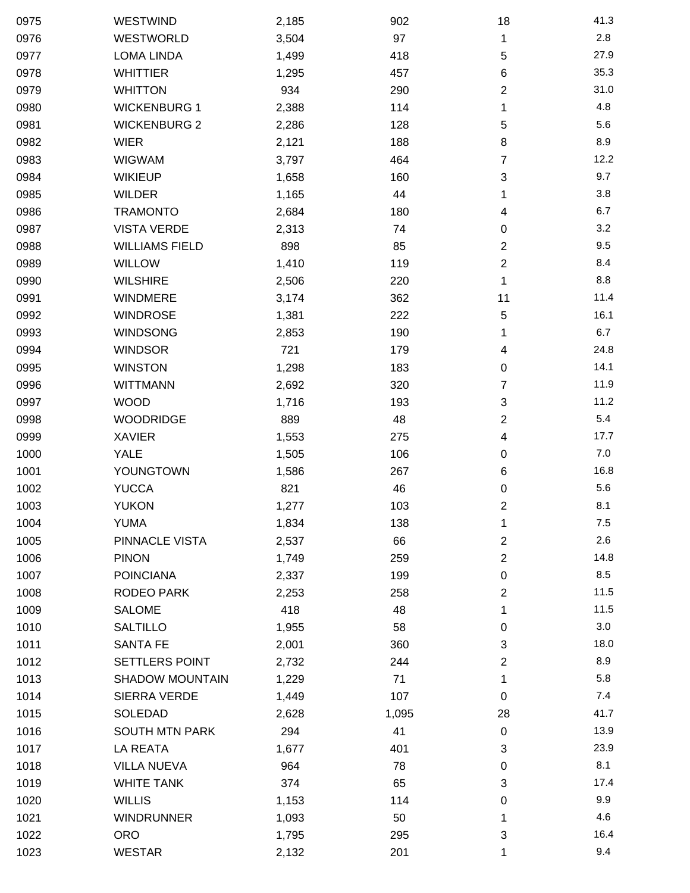| | | | | | |
|---|---|---|---|---|---|
| 0975 | WESTWIND | 2,185 | 902 | 18 | 41.3 |
| 0976 | WESTWORLD | 3,504 | 97 | 1 | 2.8 |
| 0977 | LOMA LINDA | 1,499 | 418 | 5 | 27.9 |
| 0978 | WHITTIER | 1,295 | 457 | 6 | 35.3 |
| 0979 | WHITTON | 934 | 290 | 2 | 31.0 |
| 0980 | WICKENBURG 1 | 2,388 | 114 | 1 | 4.8 |
| 0981 | WICKENBURG 2 | 2,286 | 128 | 5 | 5.6 |
| 0982 | WIER | 2,121 | 188 | 8 | 8.9 |
| 0983 | WIGWAM | 3,797 | 464 | 7 | 12.2 |
| 0984 | WIKIEUP | 1,658 | 160 | 3 | 9.7 |
| 0985 | WILDER | 1,165 | 44 | 1 | 3.8 |
| 0986 | TRAMONTO | 2,684 | 180 | 4 | 6.7 |
| 0987 | VISTA VERDE | 2,313 | 74 | 0 | 3.2 |
| 0988 | WILLIAMS FIELD | 898 | 85 | 2 | 9.5 |
| 0989 | WILLOW | 1,410 | 119 | 2 | 8.4 |
| 0990 | WILSHIRE | 2,506 | 220 | 1 | 8.8 |
| 0991 | WINDMERE | 3,174 | 362 | 11 | 11.4 |
| 0992 | WINDROSE | 1,381 | 222 | 5 | 16.1 |
| 0993 | WINDSONG | 2,853 | 190 | 1 | 6.7 |
| 0994 | WINDSOR | 721 | 179 | 4 | 24.8 |
| 0995 | WINSTON | 1,298 | 183 | 0 | 14.1 |
| 0996 | WITTMANN | 2,692 | 320 | 7 | 11.9 |
| 0997 | WOOD | 1,716 | 193 | 3 | 11.2 |
| 0998 | WOODRIDGE | 889 | 48 | 2 | 5.4 |
| 0999 | XAVIER | 1,553 | 275 | 4 | 17.7 |
| 1000 | YALE | 1,505 | 106 | 0 | 7.0 |
| 1001 | YOUNGTOWN | 1,586 | 267 | 6 | 16.8 |
| 1002 | YUCCA | 821 | 46 | 0 | 5.6 |
| 1003 | YUKON | 1,277 | 103 | 2 | 8.1 |
| 1004 | YUMA | 1,834 | 138 | 1 | 7.5 |
| 1005 | PINNACLE VISTA | 2,537 | 66 | 2 | 2.6 |
| 1006 | PINON | 1,749 | 259 | 2 | 14.8 |
| 1007 | POINCIANA | 2,337 | 199 | 0 | 8.5 |
| 1008 | RODEO PARK | 2,253 | 258 | 2 | 11.5 |
| 1009 | SALOME | 418 | 48 | 1 | 11.5 |
| 1010 | SALTILLO | 1,955 | 58 | 0 | 3.0 |
| 1011 | SANTA FE | 2,001 | 360 | 3 | 18.0 |
| 1012 | SETTLERS POINT | 2,732 | 244 | 2 | 8.9 |
| 1013 | SHADOW MOUNTAIN | 1,229 | 71 | 1 | 5.8 |
| 1014 | SIERRA VERDE | 1,449 | 107 | 0 | 7.4 |
| 1015 | SOLEDAD | 2,628 | 1,095 | 28 | 41.7 |
| 1016 | SOUTH MTN PARK | 294 | 41 | 0 | 13.9 |
| 1017 | LA REATA | 1,677 | 401 | 3 | 23.9 |
| 1018 | VILLA NUEVA | 964 | 78 | 0 | 8.1 |
| 1019 | WHITE TANK | 374 | 65 | 3 | 17.4 |
| 1020 | WILLIS | 1,153 | 114 | 0 | 9.9 |
| 1021 | WINDRUNNER | 1,093 | 50 | 1 | 4.6 |
| 1022 | ORO | 1,795 | 295 | 3 | 16.4 |
| 1023 | WESTAR | 2,132 | 201 | 1 | 9.4 |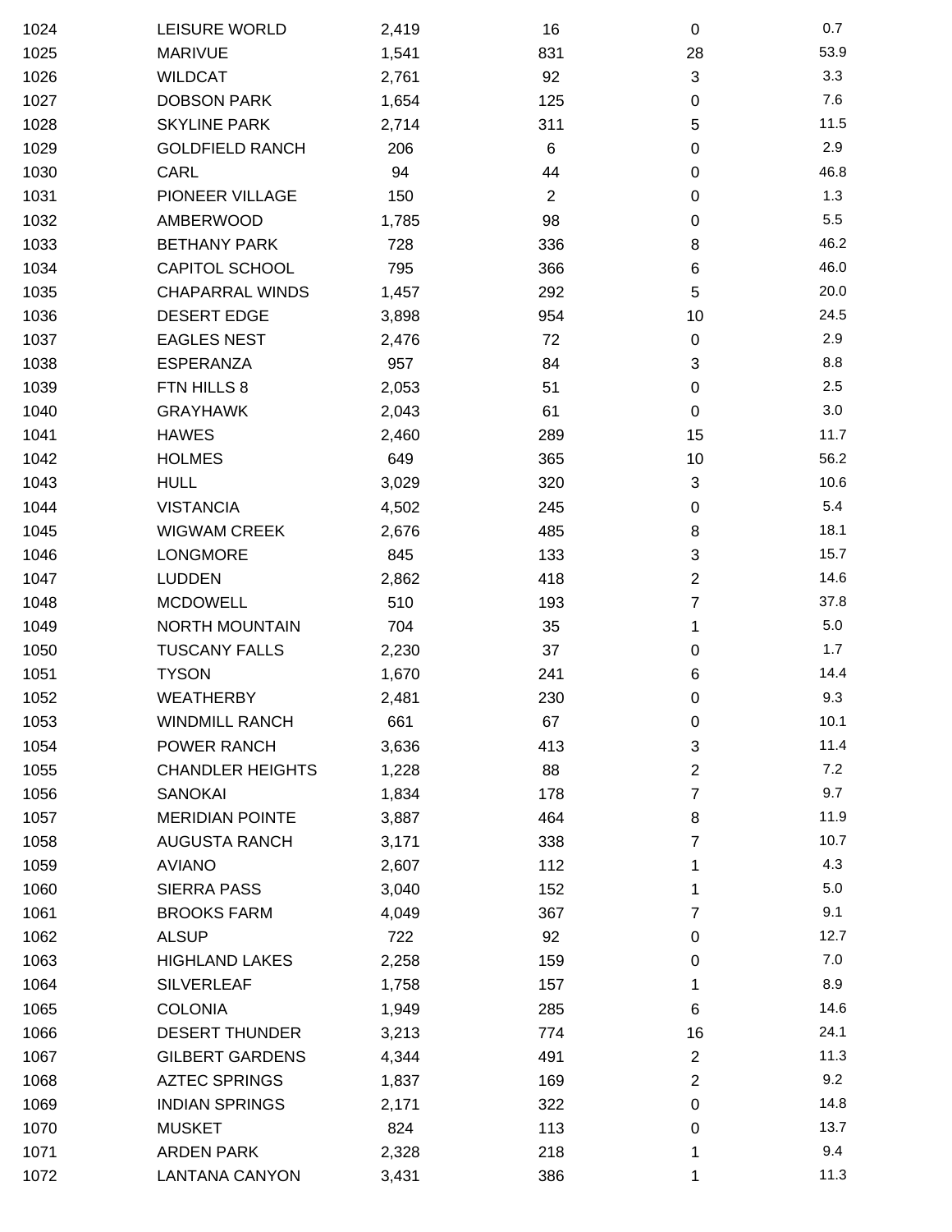| | | | | | |
|---|---|---|---|---|---|
| 1024 | LEISURE WORLD | 2,419 | 16 | 0 | 0.7 |
| 1025 | MARIVUE | 1,541 | 831 | 28 | 53.9 |
| 1026 | WILDCAT | 2,761 | 92 | 3 | 3.3 |
| 1027 | DOBSON PARK | 1,654 | 125 | 0 | 7.6 |
| 1028 | SKYLINE PARK | 2,714 | 311 | 5 | 11.5 |
| 1029 | GOLDFIELD RANCH | 206 | 6 | 0 | 2.9 |
| 1030 | CARL | 94 | 44 | 0 | 46.8 |
| 1031 | PIONEER VILLAGE | 150 | 2 | 0 | 1.3 |
| 1032 | AMBERWOOD | 1,785 | 98 | 0 | 5.5 |
| 1033 | BETHANY PARK | 728 | 336 | 8 | 46.2 |
| 1034 | CAPITOL SCHOOL | 795 | 366 | 6 | 46.0 |
| 1035 | CHAPARRAL WINDS | 1,457 | 292 | 5 | 20.0 |
| 1036 | DESERT EDGE | 3,898 | 954 | 10 | 24.5 |
| 1037 | EAGLES NEST | 2,476 | 72 | 0 | 2.9 |
| 1038 | ESPERANZA | 957 | 84 | 3 | 8.8 |
| 1039 | FTN HILLS 8 | 2,053 | 51 | 0 | 2.5 |
| 1040 | GRAYHAWK | 2,043 | 61 | 0 | 3.0 |
| 1041 | HAWES | 2,460 | 289 | 15 | 11.7 |
| 1042 | HOLMES | 649 | 365 | 10 | 56.2 |
| 1043 | HULL | 3,029 | 320 | 3 | 10.6 |
| 1044 | VISTANCIA | 4,502 | 245 | 0 | 5.4 |
| 1045 | WIGWAM CREEK | 2,676 | 485 | 8 | 18.1 |
| 1046 | LONGMORE | 845 | 133 | 3 | 15.7 |
| 1047 | LUDDEN | 2,862 | 418 | 2 | 14.6 |
| 1048 | MCDOWELL | 510 | 193 | 7 | 37.8 |
| 1049 | NORTH MOUNTAIN | 704 | 35 | 1 | 5.0 |
| 1050 | TUSCANY FALLS | 2,230 | 37 | 0 | 1.7 |
| 1051 | TYSON | 1,670 | 241 | 6 | 14.4 |
| 1052 | WEATHERBY | 2,481 | 230 | 0 | 9.3 |
| 1053 | WINDMILL RANCH | 661 | 67 | 0 | 10.1 |
| 1054 | POWER RANCH | 3,636 | 413 | 3 | 11.4 |
| 1055 | CHANDLER HEIGHTS | 1,228 | 88 | 2 | 7.2 |
| 1056 | SANOKAI | 1,834 | 178 | 7 | 9.7 |
| 1057 | MERIDIAN POINTE | 3,887 | 464 | 8 | 11.9 |
| 1058 | AUGUSTA RANCH | 3,171 | 338 | 7 | 10.7 |
| 1059 | AVIANO | 2,607 | 112 | 1 | 4.3 |
| 1060 | SIERRA PASS | 3,040 | 152 | 1 | 5.0 |
| 1061 | BROOKS FARM | 4,049 | 367 | 7 | 9.1 |
| 1062 | ALSUP | 722 | 92 | 0 | 12.7 |
| 1063 | HIGHLAND LAKES | 2,258 | 159 | 0 | 7.0 |
| 1064 | SILVERLEAF | 1,758 | 157 | 1 | 8.9 |
| 1065 | COLONIA | 1,949 | 285 | 6 | 14.6 |
| 1066 | DESERT THUNDER | 3,213 | 774 | 16 | 24.1 |
| 1067 | GILBERT GARDENS | 4,344 | 491 | 2 | 11.3 |
| 1068 | AZTEC SPRINGS | 1,837 | 169 | 2 | 9.2 |
| 1069 | INDIAN SPRINGS | 2,171 | 322 | 0 | 14.8 |
| 1070 | MUSKET | 824 | 113 | 0 | 13.7 |
| 1071 | ARDEN PARK | 2,328 | 218 | 1 | 9.4 |
| 1072 | LANTANA CANYON | 3,431 | 386 | 1 | 11.3 |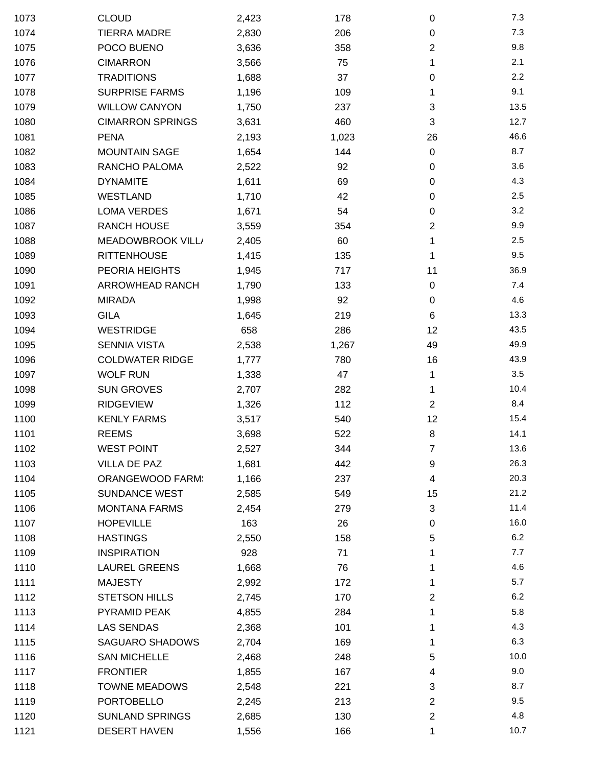| | | | | | |
|---|---|---|---|---|---|
| 1073 | CLOUD | 2,423 | 178 | 0 | 7.3 |
| 1074 | TIERRA MADRE | 2,830 | 206 | 0 | 7.3 |
| 1075 | POCO BUENO | 3,636 | 358 | 2 | 9.8 |
| 1076 | CIMARRON | 3,566 | 75 | 1 | 2.1 |
| 1077 | TRADITIONS | 1,688 | 37 | 0 | 2.2 |
| 1078 | SURPRISE FARMS | 1,196 | 109 | 1 | 9.1 |
| 1079 | WILLOW CANYON | 1,750 | 237 | 3 | 13.5 |
| 1080 | CIMARRON SPRINGS | 3,631 | 460 | 3 | 12.7 |
| 1081 | PENA | 2,193 | 1,023 | 26 | 46.6 |
| 1082 | MOUNTAIN SAGE | 1,654 | 144 | 0 | 8.7 |
| 1083 | RANCHO PALOMA | 2,522 | 92 | 0 | 3.6 |
| 1084 | DYNAMITE | 1,611 | 69 | 0 | 4.3 |
| 1085 | WESTLAND | 1,710 | 42 | 0 | 2.5 |
| 1086 | LOMA VERDES | 1,671 | 54 | 0 | 3.2 |
| 1087 | RANCH HOUSE | 3,559 | 354 | 2 | 9.9 |
| 1088 | MEADOWBROOK VILLA | 2,405 | 60 | 1 | 2.5 |
| 1089 | RITTENHOUSE | 1,415 | 135 | 1 | 9.5 |
| 1090 | PEORIA HEIGHTS | 1,945 | 717 | 11 | 36.9 |
| 1091 | ARROWHEAD RANCH | 1,790 | 133 | 0 | 7.4 |
| 1092 | MIRADA | 1,998 | 92 | 0 | 4.6 |
| 1093 | GILA | 1,645 | 219 | 6 | 13.3 |
| 1094 | WESTRIDGE | 658 | 286 | 12 | 43.5 |
| 1095 | SENNIA VISTA | 2,538 | 1,267 | 49 | 49.9 |
| 1096 | COLDWATER RIDGE | 1,777 | 780 | 16 | 43.9 |
| 1097 | WOLF RUN | 1,338 | 47 | 1 | 3.5 |
| 1098 | SUN GROVES | 2,707 | 282 | 1 | 10.4 |
| 1099 | RIDGEVIEW | 1,326 | 112 | 2 | 8.4 |
| 1100 | KENLY FARMS | 3,517 | 540 | 12 | 15.4 |
| 1101 | REEMS | 3,698 | 522 | 8 | 14.1 |
| 1102 | WEST POINT | 2,527 | 344 | 7 | 13.6 |
| 1103 | VILLA DE PAZ | 1,681 | 442 | 9 | 26.3 |
| 1104 | ORANGEWOOD FARMS | 1,166 | 237 | 4 | 20.3 |
| 1105 | SUNDANCE WEST | 2,585 | 549 | 15 | 21.2 |
| 1106 | MONTANA FARMS | 2,454 | 279 | 3 | 11.4 |
| 1107 | HOPEVILLE | 163 | 26 | 0 | 16.0 |
| 1108 | HASTINGS | 2,550 | 158 | 5 | 6.2 |
| 1109 | INSPIRATION | 928 | 71 | 1 | 7.7 |
| 1110 | LAUREL GREENS | 1,668 | 76 | 1 | 4.6 |
| 1111 | MAJESTY | 2,992 | 172 | 1 | 5.7 |
| 1112 | STETSON HILLS | 2,745 | 170 | 2 | 6.2 |
| 1113 | PYRAMID PEAK | 4,855 | 284 | 1 | 5.8 |
| 1114 | LAS SENDAS | 2,368 | 101 | 1 | 4.3 |
| 1115 | SAGUARO SHADOWS | 2,704 | 169 | 1 | 6.3 |
| 1116 | SAN MICHELLE | 2,468 | 248 | 5 | 10.0 |
| 1117 | FRONTIER | 1,855 | 167 | 4 | 9.0 |
| 1118 | TOWNE MEADOWS | 2,548 | 221 | 3 | 8.7 |
| 1119 | PORTOBELLO | 2,245 | 213 | 2 | 9.5 |
| 1120 | SUNLAND SPRINGS | 2,685 | 130 | 2 | 4.8 |
| 1121 | DESERT HAVEN | 1,556 | 166 | 1 | 10.7 |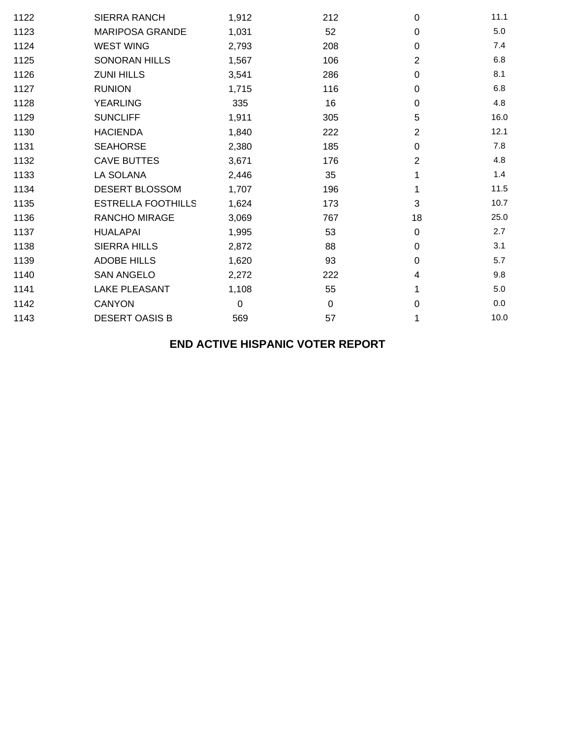| | | | | | |
|---|---|---|---|---|---|
| 1122 | SIERRA RANCH | 1,912 | 212 | 0 | 11.1 |
| 1123 | MARIPOSA GRANDE | 1,031 | 52 | 0 | 5.0 |
| 1124 | WEST WING | 2,793 | 208 | 0 | 7.4 |
| 1125 | SONORAN HILLS | 1,567 | 106 | 2 | 6.8 |
| 1126 | ZUNI HILLS | 3,541 | 286 | 0 | 8.1 |
| 1127 | RUNION | 1,715 | 116 | 0 | 6.8 |
| 1128 | YEARLING | 335 | 16 | 0 | 4.8 |
| 1129 | SUNCLIFF | 1,911 | 305 | 5 | 16.0 |
| 1130 | HACIENDA | 1,840 | 222 | 2 | 12.1 |
| 1131 | SEAHORSE | 2,380 | 185 | 0 | 7.8 |
| 1132 | CAVE BUTTES | 3,671 | 176 | 2 | 4.8 |
| 1133 | LA SOLANA | 2,446 | 35 | 1 | 1.4 |
| 1134 | DESERT BLOSSOM | 1,707 | 196 | 1 | 11.5 |
| 1135 | ESTRELLA FOOTHILLS | 1,624 | 173 | 3 | 10.7 |
| 1136 | RANCHO MIRAGE | 3,069 | 767 | 18 | 25.0 |
| 1137 | HUALAPAI | 1,995 | 53 | 0 | 2.7 |
| 1138 | SIERRA HILLS | 2,872 | 88 | 0 | 3.1 |
| 1139 | ADOBE HILLS | 1,620 | 93 | 0 | 5.7 |
| 1140 | SAN ANGELO | 2,272 | 222 | 4 | 9.8 |
| 1141 | LAKE PLEASANT | 1,108 | 55 | 1 | 5.0 |
| 1142 | CANYON | 0 | 0 | 0 | 0.0 |
| 1143 | DESERT OASIS B | 569 | 57 | 1 | 10.0 |

**END ACTIVE HISPANIC VOTER REPORT**